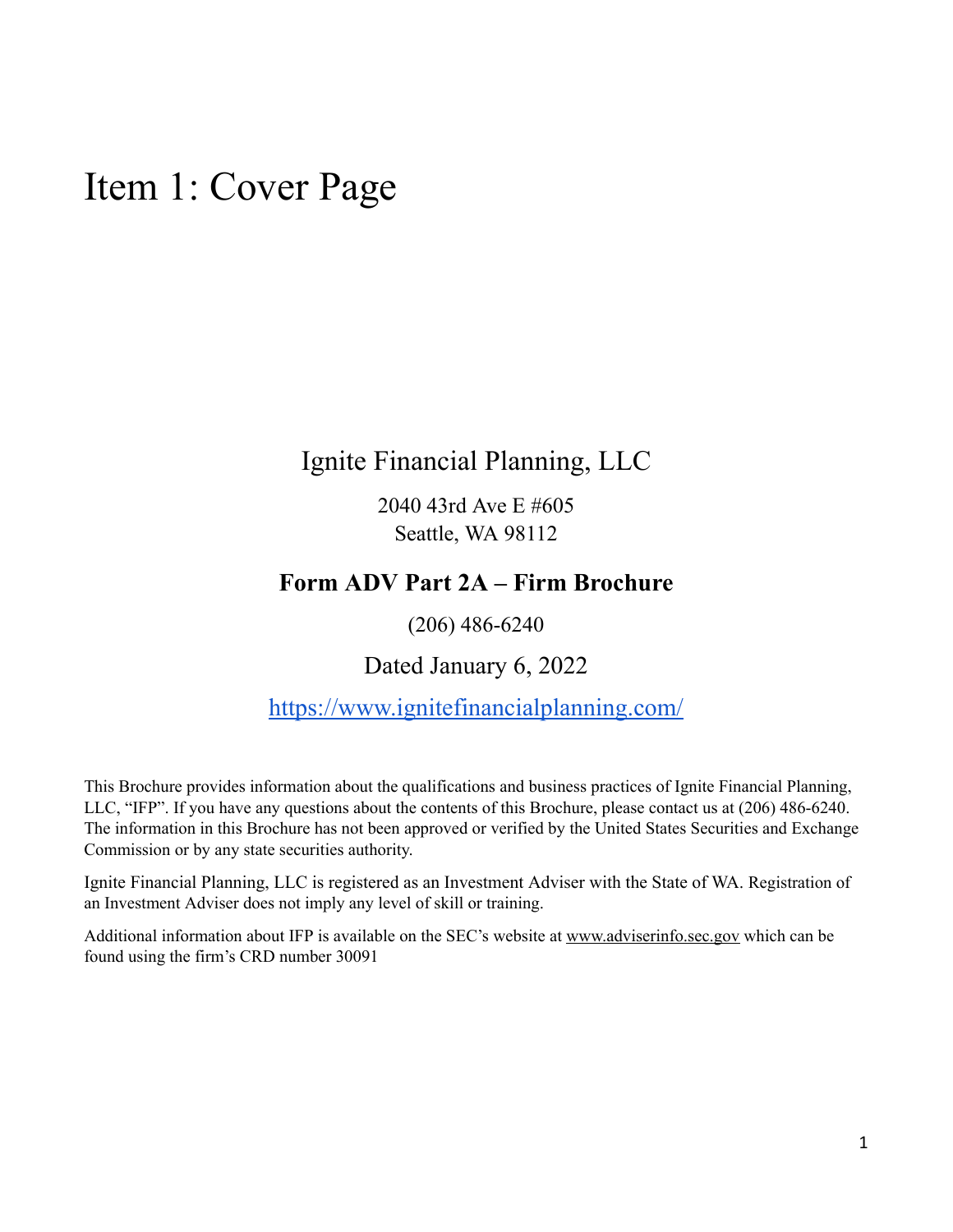# Item 1: Cover Page

Ignite Financial Planning, LLC

2040 43rd Ave E #605
Seattle, WA 98112

**Form ADV Part 2A – Firm Brochure**

(206) 486-6240

Dated January 6, 2022

https://www.ignitefinancialplanning.com/

This Brochure provides information about the qualifications and business practices of Ignite Financial Planning, LLC, "IFP". If you have any questions about the contents of this Brochure, please contact us at (206) 486-6240. The information in this Brochure has not been approved or verified by the United States Securities and Exchange Commission or by any state securities authority.

Ignite Financial Planning, LLC is registered as an Investment Adviser with the State of WA. Registration of an Investment Adviser does not imply any level of skill or training.

Additional information about IFP is available on the SEC's website at www.adviserinfo.sec.gov which can be found using the firm's CRD number 30091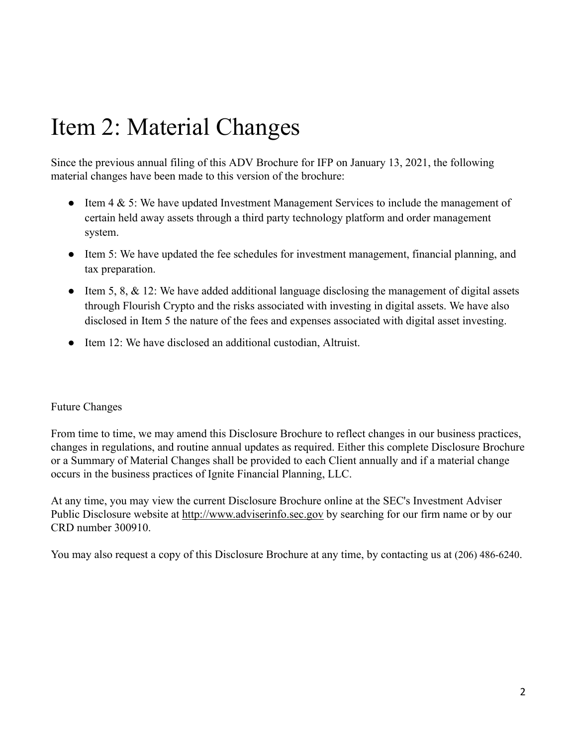# Item 2: Material Changes

Since the previous annual filing of this ADV Brochure for IFP on January 13, 2021, the following material changes have been made to this version of the brochure:

- Item 4 & 5: We have updated Investment Management Services to include the management of certain held away assets through a third party technology platform and order management system.
- Item 5: We have updated the fee schedules for investment management, financial planning, and tax preparation.
- Item 5, 8, & 12: We have added additional language disclosing the management of digital assets through Flourish Crypto and the risks associated with investing in digital assets. We have also disclosed in Item 5 the nature of the fees and expenses associated with digital asset investing.
- Item 12: We have disclosed an additional custodian, Altruist.

Future Changes

From time to time, we may amend this Disclosure Brochure to reflect changes in our business practices, changes in regulations, and routine annual updates as required. Either this complete Disclosure Brochure or a Summary of Material Changes shall be provided to each Client annually and if a material change occurs in the business practices of Ignite Financial Planning, LLC.

At any time, you may view the current Disclosure Brochure online at the SEC's Investment Adviser Public Disclosure website at http://www.adviserinfo.sec.gov by searching for our firm name or by our CRD number 300910.

You may also request a copy of this Disclosure Brochure at any time, by contacting us at (206) 486-6240.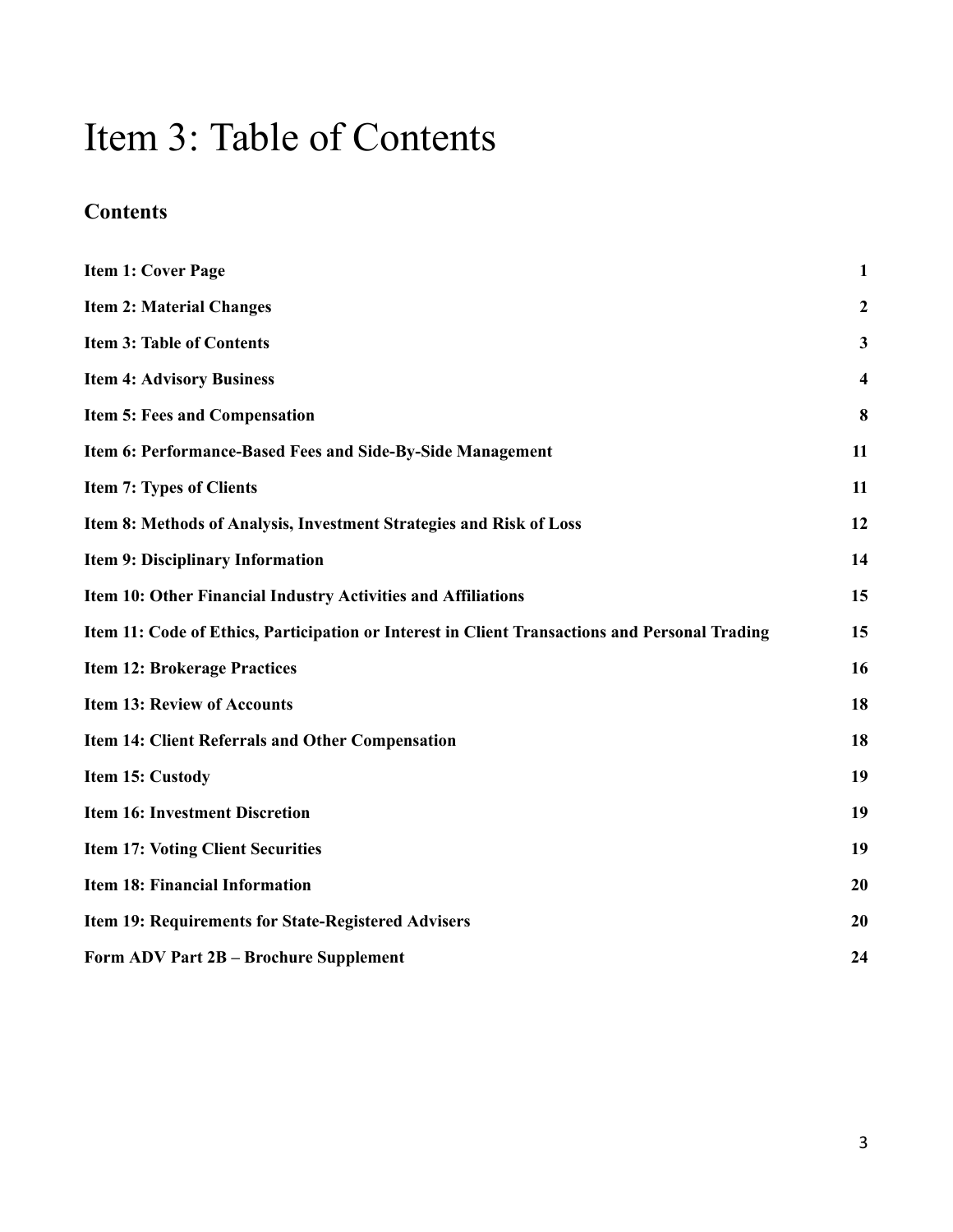# Item 3: Table of Contents

## Contents

| | |
|---|---|
| **Item 1: Cover Page** | **1** |
| **Item 2: Material Changes** | **2** |
| **Item 3: Table of Contents** | **3** |
| **Item 4: Advisory Business** | **4** |
| **Item 5: Fees and Compensation** | **8** |
| **Item 6: Performance-Based Fees and Side-By-Side Management** | **11** |
| **Item 7: Types of Clients** | **11** |
| **Item 8: Methods of Analysis, Investment Strategies and Risk of Loss** | **12** |
| **Item 9: Disciplinary Information** | **14** |
| **Item 10: Other Financial Industry Activities and Affiliations** | **15** |
| **Item 11: Code of Ethics, Participation or Interest in Client Transactions and Personal Trading** | **15** |
| **Item 12: Brokerage Practices** | **16** |
| **Item 13: Review of Accounts** | **18** |
| **Item 14: Client Referrals and Other Compensation** | **18** |
| **Item 15: Custody** | **19** |
| **Item 16: Investment Discretion** | **19** |
| **Item 17: Voting Client Securities** | **19** |
| **Item 18: Financial Information** | **20** |
| **Item 19: Requirements for State-Registered Advisers** | **20** |
| **Form ADV Part 2B – Brochure Supplement** | **24** |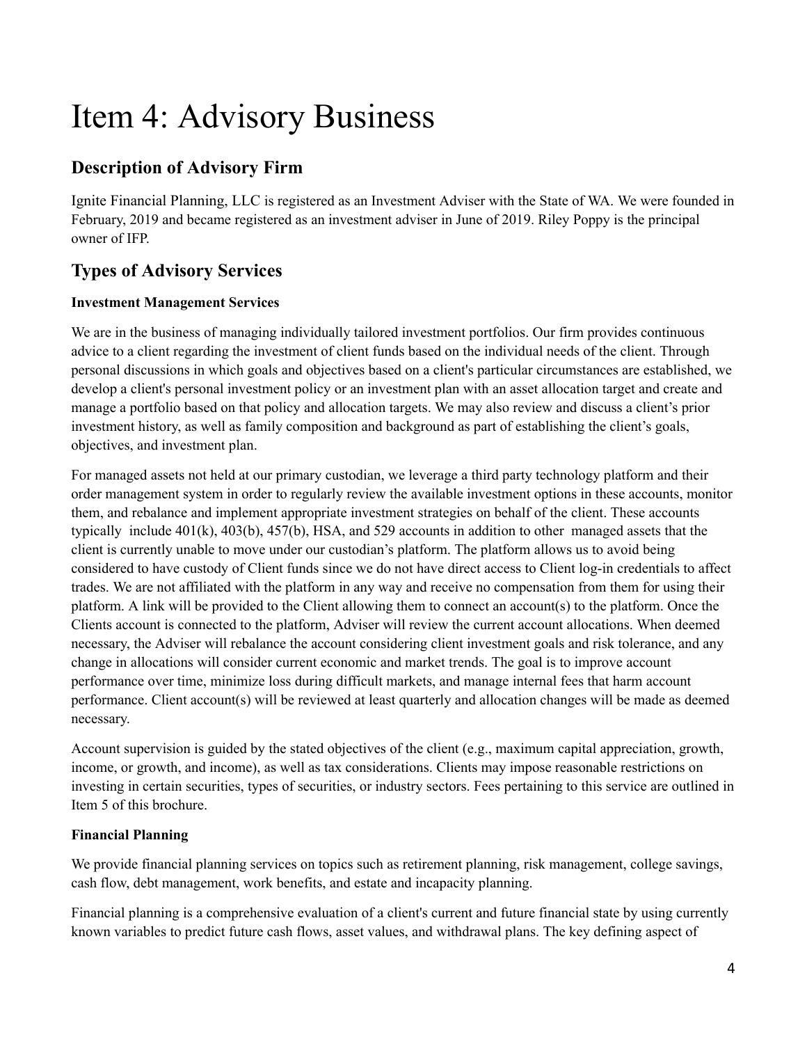# Item 4: Advisory Business

## Description of Advisory Firm

Ignite Financial Planning, LLC is registered as an Investment Adviser with the State of WA. We were founded in February, 2019 and became registered as an investment adviser in June of 2019. Riley Poppy is the principal owner of IFP.

## Types of Advisory Services

**Investment Management Services**

We are in the business of managing individually tailored investment portfolios. Our firm provides continuous advice to a client regarding the investment of client funds based on the individual needs of the client. Through personal discussions in which goals and objectives based on a client's particular circumstances are established, we develop a client's personal investment policy or an investment plan with an asset allocation target and create and manage a portfolio based on that policy and allocation targets. We may also review and discuss a client's prior investment history, as well as family composition and background as part of establishing the client's goals, objectives, and investment plan.

For managed assets not held at our primary custodian, we leverage a third party technology platform and their order management system in order to regularly review the available investment options in these accounts, monitor them, and rebalance and implement appropriate investment strategies on behalf of the client. These accounts typically include 401(k), 403(b), 457(b), HSA, and 529 accounts in addition to other managed assets that the client is currently unable to move under our custodian's platform. The platform allows us to avoid being considered to have custody of Client funds since we do not have direct access to Client log-in credentials to affect trades. We are not affiliated with the platform in any way and receive no compensation from them for using their platform. A link will be provided to the Client allowing them to connect an account(s) to the platform. Once the Clients account is connected to the platform, Adviser will review the current account allocations. When deemed necessary, the Adviser will rebalance the account considering client investment goals and risk tolerance, and any change in allocations will consider current economic and market trends. The goal is to improve account performance over time, minimize loss during difficult markets, and manage internal fees that harm account performance. Client account(s) will be reviewed at least quarterly and allocation changes will be made as deemed necessary.

Account supervision is guided by the stated objectives of the client (e.g., maximum capital appreciation, growth, income, or growth, and income), as well as tax considerations. Clients may impose reasonable restrictions on investing in certain securities, types of securities, or industry sectors. Fees pertaining to this service are outlined in Item 5 of this brochure.

**Financial Planning**

We provide financial planning services on topics such as retirement planning, risk management, college savings, cash flow, debt management, work benefits, and estate and incapacity planning.

Financial planning is a comprehensive evaluation of a client's current and future financial state by using currently known variables to predict future cash flows, asset values, and withdrawal plans. The key defining aspect of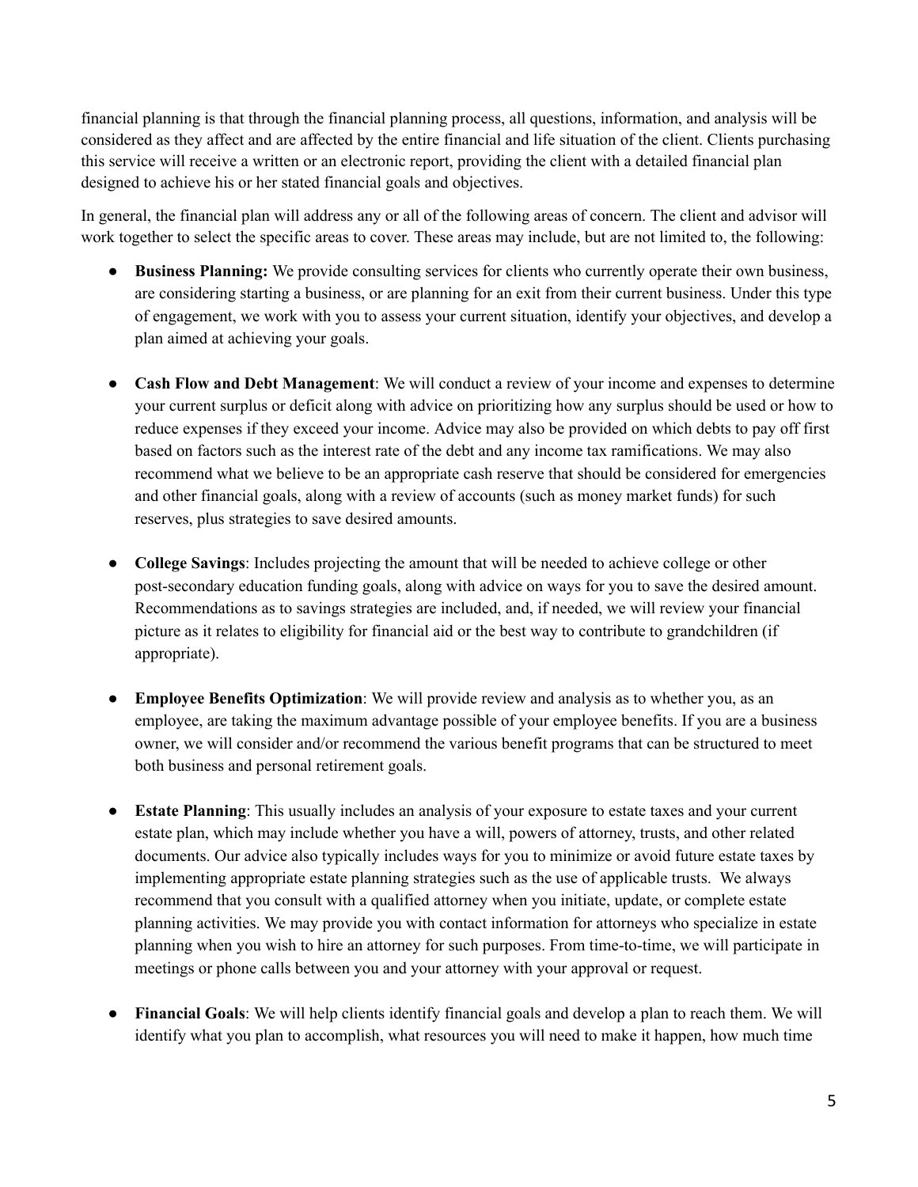financial planning is that through the financial planning process, all questions, information, and analysis will be considered as they affect and are affected by the entire financial and life situation of the client. Clients purchasing this service will receive a written or an electronic report, providing the client with a detailed financial plan designed to achieve his or her stated financial goals and objectives.

In general, the financial plan will address any or all of the following areas of concern. The client and advisor will work together to select the specific areas to cover. These areas may include, but are not limited to, the following:

- **Business Planning:** We provide consulting services for clients who currently operate their own business, are considering starting a business, or are planning for an exit from their current business. Under this type of engagement, we work with you to assess your current situation, identify your objectives, and develop a plan aimed at achieving your goals.

- **Cash Flow and Debt Management**: We will conduct a review of your income and expenses to determine your current surplus or deficit along with advice on prioritizing how any surplus should be used or how to reduce expenses if they exceed your income. Advice may also be provided on which debts to pay off first based on factors such as the interest rate of the debt and any income tax ramifications. We may also recommend what we believe to be an appropriate cash reserve that should be considered for emergencies and other financial goals, along with a review of accounts (such as money market funds) for such reserves, plus strategies to save desired amounts.

- **College Savings**: Includes projecting the amount that will be needed to achieve college or other post-secondary education funding goals, along with advice on ways for you to save the desired amount. Recommendations as to savings strategies are included, and, if needed, we will review your financial picture as it relates to eligibility for financial aid or the best way to contribute to grandchildren (if appropriate).

- **Employee Benefits Optimization**: We will provide review and analysis as to whether you, as an employee, are taking the maximum advantage possible of your employee benefits. If you are a business owner, we will consider and/or recommend the various benefit programs that can be structured to meet both business and personal retirement goals.

- **Estate Planning**: This usually includes an analysis of your exposure to estate taxes and your current estate plan, which may include whether you have a will, powers of attorney, trusts, and other related documents. Our advice also typically includes ways for you to minimize or avoid future estate taxes by implementing appropriate estate planning strategies such as the use of applicable trusts. We always recommend that you consult with a qualified attorney when you initiate, update, or complete estate planning activities. We may provide you with contact information for attorneys who specialize in estate planning when you wish to hire an attorney for such purposes. From time-to-time, we will participate in meetings or phone calls between you and your attorney with your approval or request.

- **Financial Goals**: We will help clients identify financial goals and develop a plan to reach them. We will identify what you plan to accomplish, what resources you will need to make it happen, how much time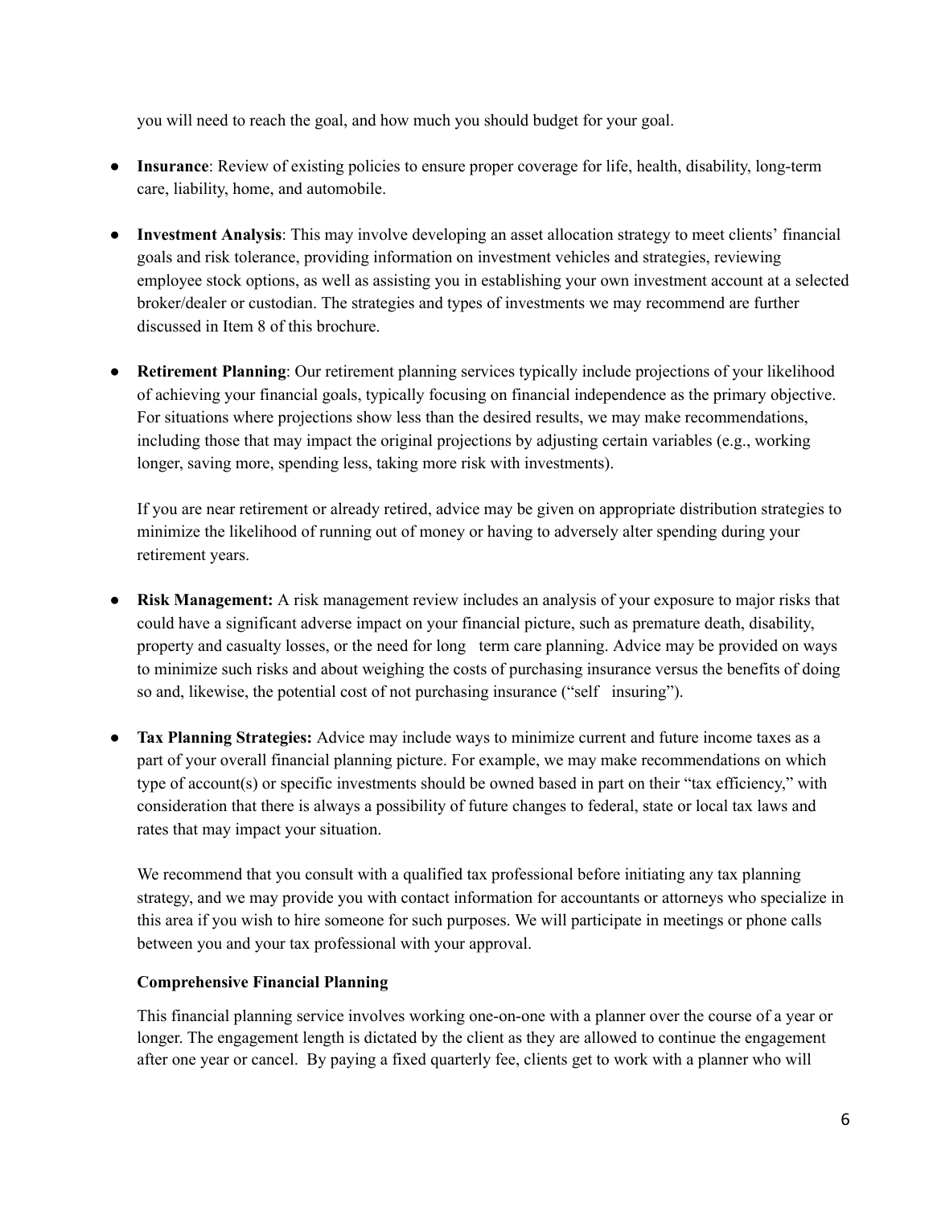you will need to reach the goal, and how much you should budget for your goal.

- **Insurance**: Review of existing policies to ensure proper coverage for life, health, disability, long-term care, liability, home, and automobile.

- **Investment Analysis**: This may involve developing an asset allocation strategy to meet clients' financial goals and risk tolerance, providing information on investment vehicles and strategies, reviewing employee stock options, as well as assisting you in establishing your own investment account at a selected broker/dealer or custodian. The strategies and types of investments we may recommend are further discussed in Item 8 of this brochure.

- **Retirement Planning**: Our retirement planning services typically include projections of your likelihood of achieving your financial goals, typically focusing on financial independence as the primary objective. For situations where projections show less than the desired results, we may make recommendations, including those that may impact the original projections by adjusting certain variables (e.g., working longer, saving more, spending less, taking more risk with investments).

  If you are near retirement or already retired, advice may be given on appropriate distribution strategies to minimize the likelihood of running out of money or having to adversely alter spending during your retirement years.

- **Risk Management:** A risk management review includes an analysis of your exposure to major risks that could have a significant adverse impact on your financial picture, such as premature death, disability, property and casualty losses, or the need for long term care planning. Advice may be provided on ways to minimize such risks and about weighing the costs of purchasing insurance versus the benefits of doing so and, likewise, the potential cost of not purchasing insurance ("self insuring").

- **Tax Planning Strategies:** Advice may include ways to minimize current and future income taxes as a part of your overall financial planning picture. For example, we may make recommendations on which type of account(s) or specific investments should be owned based in part on their "tax efficiency," with consideration that there is always a possibility of future changes to federal, state or local tax laws and rates that may impact your situation.

  We recommend that you consult with a qualified tax professional before initiating any tax planning strategy, and we may provide you with contact information for accountants or attorneys who specialize in this area if you wish to hire someone for such purposes. We will participate in meetings or phone calls between you and your tax professional with your approval.

**Comprehensive Financial Planning**

This financial planning service involves working one-on-one with a planner over the course of a year or longer. The engagement length is dictated by the client as they are allowed to continue the engagement after one year or cancel. By paying a fixed quarterly fee, clients get to work with a planner who will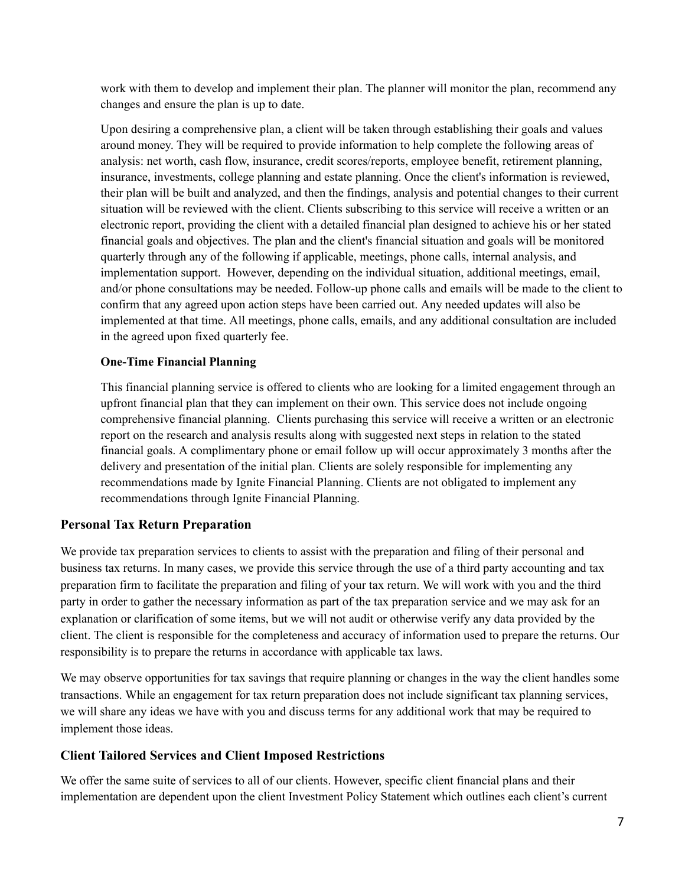work with them to develop and implement their plan. The planner will monitor the plan, recommend any changes and ensure the plan is up to date.

Upon desiring a comprehensive plan, a client will be taken through establishing their goals and values around money. They will be required to provide information to help complete the following areas of analysis: net worth, cash flow, insurance, credit scores/reports, employee benefit, retirement planning, insurance, investments, college planning and estate planning. Once the client's information is reviewed, their plan will be built and analyzed, and then the findings, analysis and potential changes to their current situation will be reviewed with the client. Clients subscribing to this service will receive a written or an electronic report, providing the client with a detailed financial plan designed to achieve his or her stated financial goals and objectives. The plan and the client's financial situation and goals will be monitored quarterly through any of the following if applicable, meetings, phone calls, internal analysis, and implementation support. However, depending on the individual situation, additional meetings, email, and/or phone consultations may be needed. Follow-up phone calls and emails will be made to the client to confirm that any agreed upon action steps have been carried out. Any needed updates will also be implemented at that time. All meetings, phone calls, emails, and any additional consultation are included in the agreed upon fixed quarterly fee.

**One-Time Financial Planning**

This financial planning service is offered to clients who are looking for a limited engagement through an upfront financial plan that they can implement on their own. This service does not include ongoing comprehensive financial planning. Clients purchasing this service will receive a written or an electronic report on the research and analysis results along with suggested next steps in relation to the stated financial goals. A complimentary phone or email follow up will occur approximately 3 months after the delivery and presentation of the initial plan. Clients are solely responsible for implementing any recommendations made by Ignite Financial Planning. Clients are not obligated to implement any recommendations through Ignite Financial Planning.

## Personal Tax Return Preparation

We provide tax preparation services to clients to assist with the preparation and filing of their personal and business tax returns. In many cases, we provide this service through the use of a third party accounting and tax preparation firm to facilitate the preparation and filing of your tax return. We will work with you and the third party in order to gather the necessary information as part of the tax preparation service and we may ask for an explanation or clarification of some items, but we will not audit or otherwise verify any data provided by the client. The client is responsible for the completeness and accuracy of information used to prepare the returns. Our responsibility is to prepare the returns in accordance with applicable tax laws.

We may observe opportunities for tax savings that require planning or changes in the way the client handles some transactions. While an engagement for tax return preparation does not include significant tax planning services, we will share any ideas we have with you and discuss terms for any additional work that may be required to implement those ideas.

## Client Tailored Services and Client Imposed Restrictions

We offer the same suite of services to all of our clients. However, specific client financial plans and their implementation are dependent upon the client Investment Policy Statement which outlines each client's current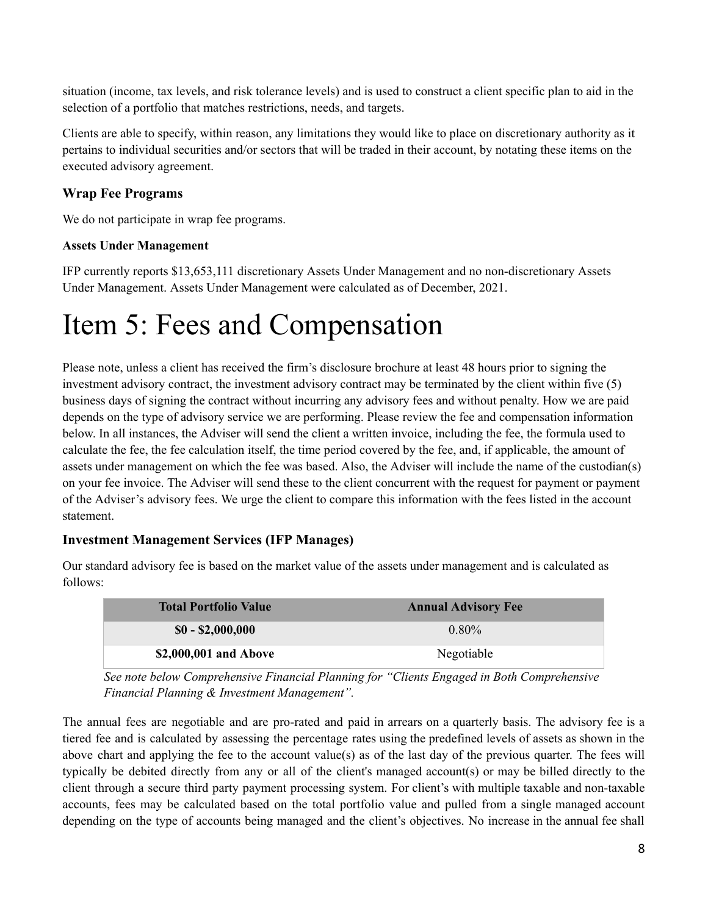situation (income, tax levels, and risk tolerance levels) and is used to construct a client specific plan to aid in the selection of a portfolio that matches restrictions, needs, and targets.

Clients are able to specify, within reason, any limitations they would like to place on discretionary authority as it pertains to individual securities and/or sectors that will be traded in their account, by notating these items on the executed advisory agreement.

### Wrap Fee Programs

We do not participate in wrap fee programs.

#### Assets Under Management

IFP currently reports $13,653,111 discretionary Assets Under Management and no non-discretionary Assets Under Management. Assets Under Management were calculated as of December, 2021.

# Item 5: Fees and Compensation

Please note, unless a client has received the firm's disclosure brochure at least 48 hours prior to signing the investment advisory contract, the investment advisory contract may be terminated by the client within five (5) business days of signing the contract without incurring any advisory fees and without penalty. How we are paid depends on the type of advisory service we are performing. Please review the fee and compensation information below. In all instances, the Adviser will send the client a written invoice, including the fee, the formula used to calculate the fee, the fee calculation itself, the time period covered by the fee, and, if applicable, the amount of assets under management on which the fee was based. Also, the Adviser will include the name of the custodian(s) on your fee invoice. The Adviser will send these to the client concurrent with the request for payment or payment of the Adviser's advisory fees. We urge the client to compare this information with the fees listed in the account statement.

### Investment Management Services (IFP Manages)

Our standard advisory fee is based on the market value of the assets under management and is calculated as follows:

| Total Portfolio Value | Annual Advisory Fee |
|---|---|
| **$0 - $2,000,000** | 0.80% |
| **$2,000,001 and Above** | Negotiable |

*See note below Comprehensive Financial Planning for "Clients Engaged in Both Comprehensive Financial Planning & Investment Management".*

The annual fees are negotiable and are pro-rated and paid in arrears on a quarterly basis. The advisory fee is a tiered fee and is calculated by assessing the percentage rates using the predefined levels of assets as shown in the above chart and applying the fee to the account value(s) as of the last day of the previous quarter. The fees will typically be debited directly from any or all of the client's managed account(s) or may be billed directly to the client through a secure third party payment processing system. For client's with multiple taxable and non-taxable accounts, fees may be calculated based on the total portfolio value and pulled from a single managed account depending on the type of accounts being managed and the client's objectives. No increase in the annual fee shall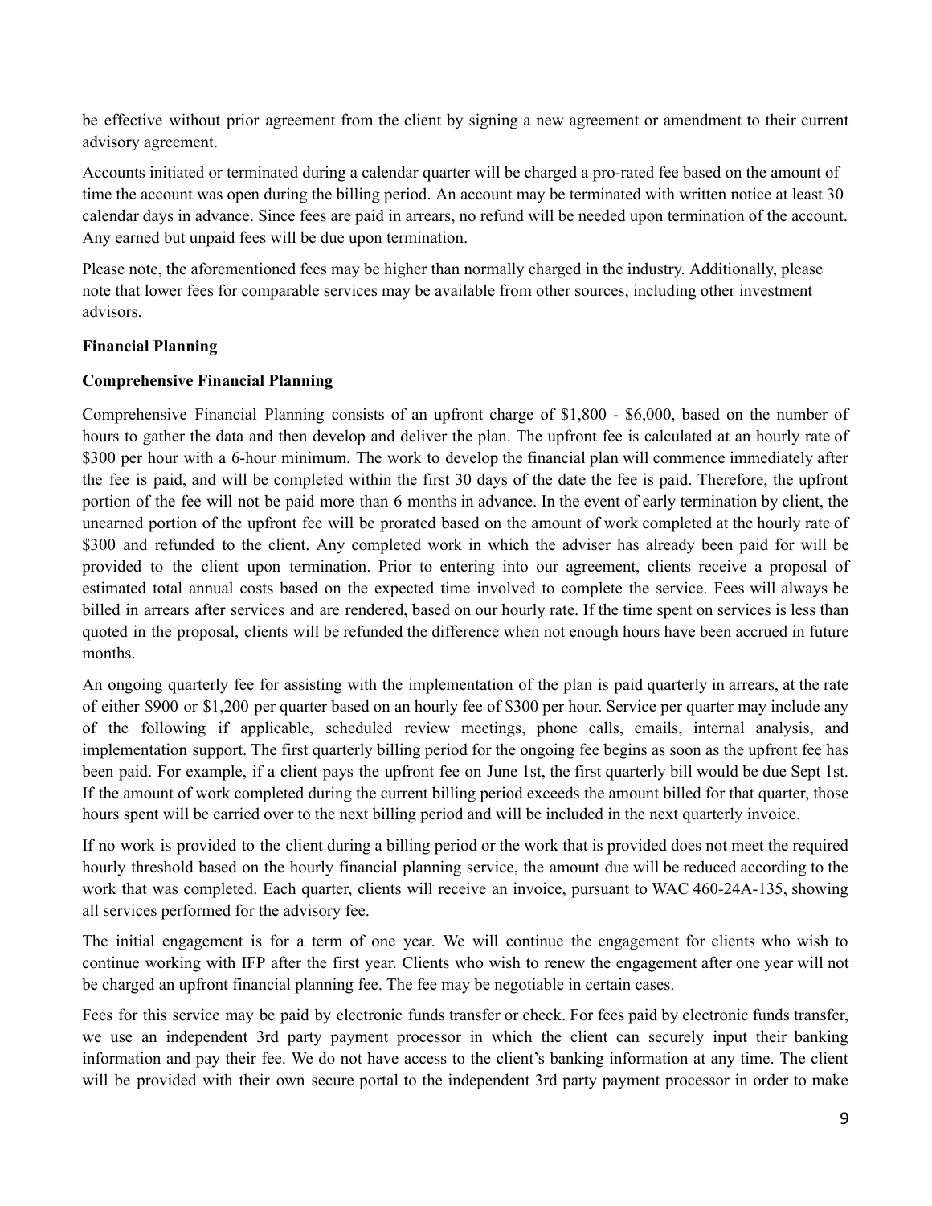be effective without prior agreement from the client by signing a new agreement or amendment to their current advisory agreement.

Accounts initiated or terminated during a calendar quarter will be charged a pro-rated fee based on the amount of time the account was open during the billing period. An account may be terminated with written notice at least 30 calendar days in advance. Since fees are paid in arrears, no refund will be needed upon termination of the account. Any earned but unpaid fees will be due upon termination.

Please note, the aforementioned fees may be higher than normally charged in the industry. Additionally, please note that lower fees for comparable services may be available from other sources, including other investment advisors.

**Financial Planning**

**Comprehensive Financial Planning**

Comprehensive Financial Planning consists of an upfront charge of $1,800 - $6,000, based on the number of hours to gather the data and then develop and deliver the plan. The upfront fee is calculated at an hourly rate of $300 per hour with a 6-hour minimum. The work to develop the financial plan will commence immediately after the fee is paid, and will be completed within the first 30 days of the date the fee is paid. Therefore, the upfront portion of the fee will not be paid more than 6 months in advance. In the event of early termination by client, the unearned portion of the upfront fee will be prorated based on the amount of work completed at the hourly rate of $300 and refunded to the client. Any completed work in which the adviser has already been paid for will be provided to the client upon termination. Prior to entering into our agreement, clients receive a proposal of estimated total annual costs based on the expected time involved to complete the service. Fees will always be billed in arrears after services and are rendered, based on our hourly rate. If the time spent on services is less than quoted in the proposal, clients will be refunded the difference when not enough hours have been accrued in future months.

An ongoing quarterly fee for assisting with the implementation of the plan is paid quarterly in arrears, at the rate of either $900 or $1,200 per quarter based on an hourly fee of $300 per hour. Service per quarter may include any of the following if applicable, scheduled review meetings, phone calls, emails, internal analysis, and implementation support. The first quarterly billing period for the ongoing fee begins as soon as the upfront fee has been paid. For example, if a client pays the upfront fee on June 1st, the first quarterly bill would be due Sept 1st. If the amount of work completed during the current billing period exceeds the amount billed for that quarter, those hours spent will be carried over to the next billing period and will be included in the next quarterly invoice.

If no work is provided to the client during a billing period or the work that is provided does not meet the required hourly threshold based on the hourly financial planning service, the amount due will be reduced according to the work that was completed. Each quarter, clients will receive an invoice, pursuant to WAC 460-24A-135, showing all services performed for the advisory fee.

The initial engagement is for a term of one year. We will continue the engagement for clients who wish to continue working with IFP after the first year. Clients who wish to renew the engagement after one year will not be charged an upfront financial planning fee. The fee may be negotiable in certain cases.

Fees for this service may be paid by electronic funds transfer or check. For fees paid by electronic funds transfer, we use an independent 3rd party payment processor in which the client can securely input their banking information and pay their fee. We do not have access to the client's banking information at any time. The client will be provided with their own secure portal to the independent 3rd party payment processor in order to make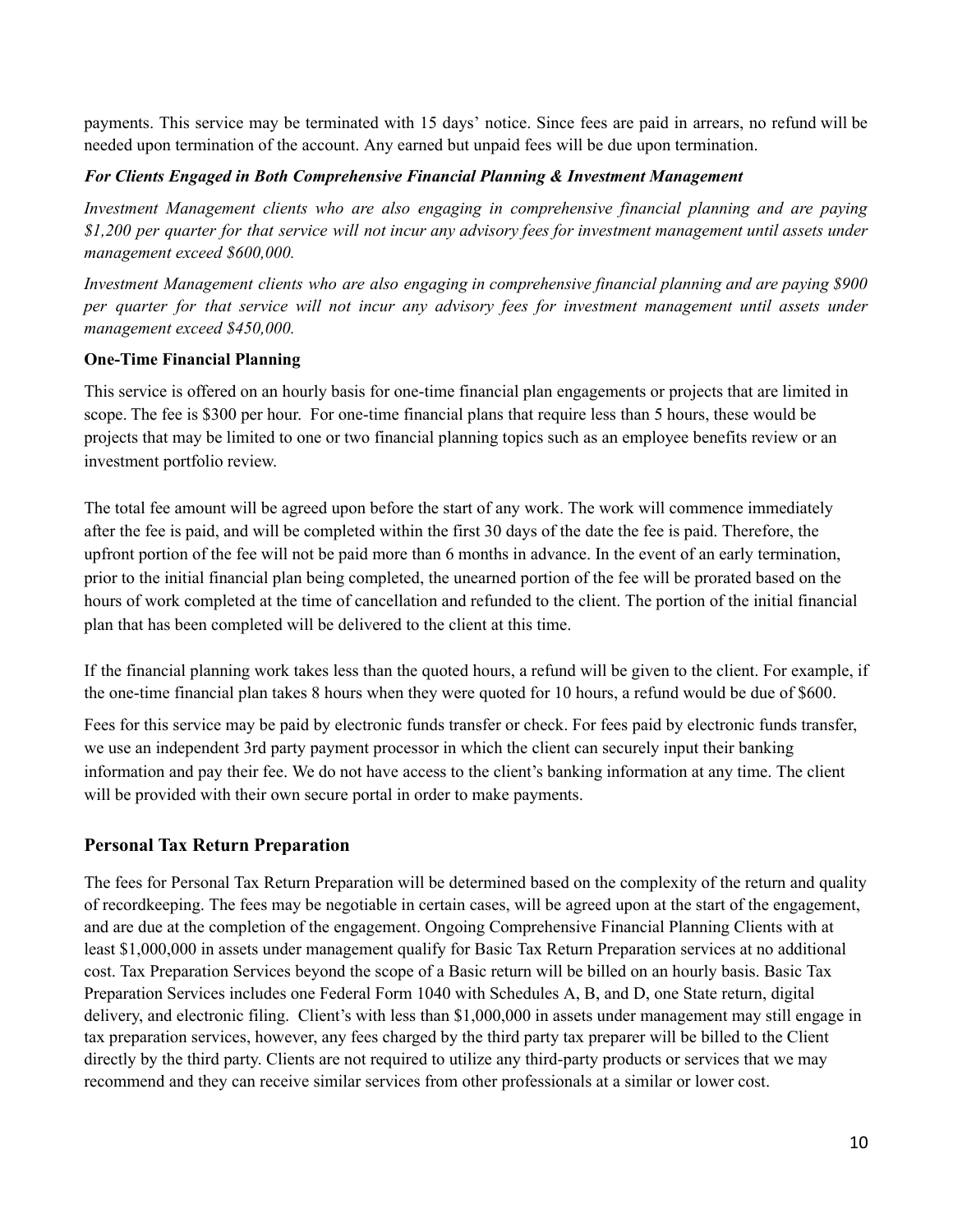payments. This service may be terminated with 15 days' notice. Since fees are paid in arrears, no refund will be needed upon termination of the account. Any earned but unpaid fees will be due upon termination.

***For Clients Engaged in Both Comprehensive Financial Planning & Investment Management***

*Investment Management clients who are also engaging in comprehensive financial planning and are paying $1,200 per quarter for that service will not incur any advisory fees for investment management until assets under management exceed $600,000.*

*Investment Management clients who are also engaging in comprehensive financial planning and are paying $900 per quarter for that service will not incur any advisory fees for investment management until assets under management exceed $450,000.*

**One-Time Financial Planning**

This service is offered on an hourly basis for one-time financial plan engagements or projects that are limited in scope. The fee is $300 per hour. For one-time financial plans that require less than 5 hours, these would be projects that may be limited to one or two financial planning topics such as an employee benefits review or an investment portfolio review.

The total fee amount will be agreed upon before the start of any work. The work will commence immediately after the fee is paid, and will be completed within the first 30 days of the date the fee is paid. Therefore, the upfront portion of the fee will not be paid more than 6 months in advance. In the event of an early termination, prior to the initial financial plan being completed, the unearned portion of the fee will be prorated based on the hours of work completed at the time of cancellation and refunded to the client. The portion of the initial financial plan that has been completed will be delivered to the client at this time.

If the financial planning work takes less than the quoted hours, a refund will be given to the client. For example, if the one-time financial plan takes 8 hours when they were quoted for 10 hours, a refund would be due of $600.

Fees for this service may be paid by electronic funds transfer or check. For fees paid by electronic funds transfer, we use an independent 3rd party payment processor in which the client can securely input their banking information and pay their fee. We do not have access to the client's banking information at any time. The client will be provided with their own secure portal in order to make payments.

## Personal Tax Return Preparation

The fees for Personal Tax Return Preparation will be determined based on the complexity of the return and quality of recordkeeping. The fees may be negotiable in certain cases, will be agreed upon at the start of the engagement, and are due at the completion of the engagement. Ongoing Comprehensive Financial Planning Clients with at least $1,000,000 in assets under management qualify for Basic Tax Return Preparation services at no additional cost. Tax Preparation Services beyond the scope of a Basic return will be billed on an hourly basis. Basic Tax Preparation Services includes one Federal Form 1040 with Schedules A, B, and D, one State return, digital delivery, and electronic filing. Client's with less than $1,000,000 in assets under management may still engage in tax preparation services, however, any fees charged by the third party tax preparer will be billed to the Client directly by the third party. Clients are not required to utilize any third-party products or services that we may recommend and they can receive similar services from other professionals at a similar or lower cost.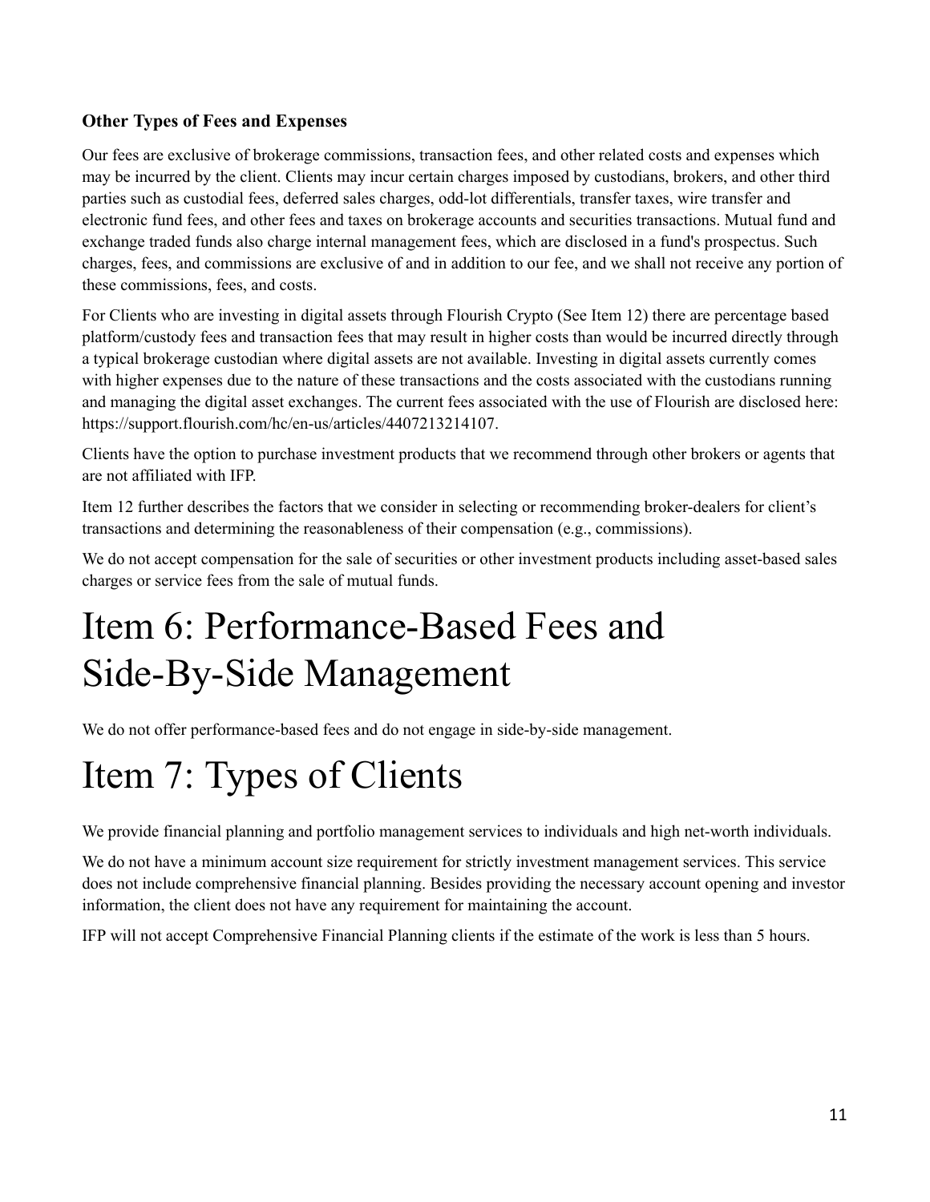### Other Types of Fees and Expenses

Our fees are exclusive of brokerage commissions, transaction fees, and other related costs and expenses which may be incurred by the client. Clients may incur certain charges imposed by custodians, brokers, and other third parties such as custodial fees, deferred sales charges, odd-lot differentials, transfer taxes, wire transfer and electronic fund fees, and other fees and taxes on brokerage accounts and securities transactions. Mutual fund and exchange traded funds also charge internal management fees, which are disclosed in a fund's prospectus. Such charges, fees, and commissions are exclusive of and in addition to our fee, and we shall not receive any portion of these commissions, fees, and costs.

For Clients who are investing in digital assets through Flourish Crypto (See Item 12) there are percentage based platform/custody fees and transaction fees that may result in higher costs than would be incurred directly through a typical brokerage custodian where digital assets are not available. Investing in digital assets currently comes with higher expenses due to the nature of these transactions and the costs associated with the custodians running and managing the digital asset exchanges. The current fees associated with the use of Flourish are disclosed here: https://support.flourish.com/hc/en-us/articles/4407213214107.

Clients have the option to purchase investment products that we recommend through other brokers or agents that are not affiliated with IFP.

Item 12 further describes the factors that we consider in selecting or recommending broker-dealers for client's transactions and determining the reasonableness of their compensation (e.g., commissions).

We do not accept compensation for the sale of securities or other investment products including asset-based sales charges or service fees from the sale of mutual funds.

# Item 6: Performance-Based Fees and Side-By-Side Management

We do not offer performance-based fees and do not engage in side-by-side management.

# Item 7: Types of Clients

We provide financial planning and portfolio management services to individuals and high net-worth individuals.

We do not have a minimum account size requirement for strictly investment management services. This service does not include comprehensive financial planning. Besides providing the necessary account opening and investor information, the client does not have any requirement for maintaining the account.

IFP will not accept Comprehensive Financial Planning clients if the estimate of the work is less than 5 hours.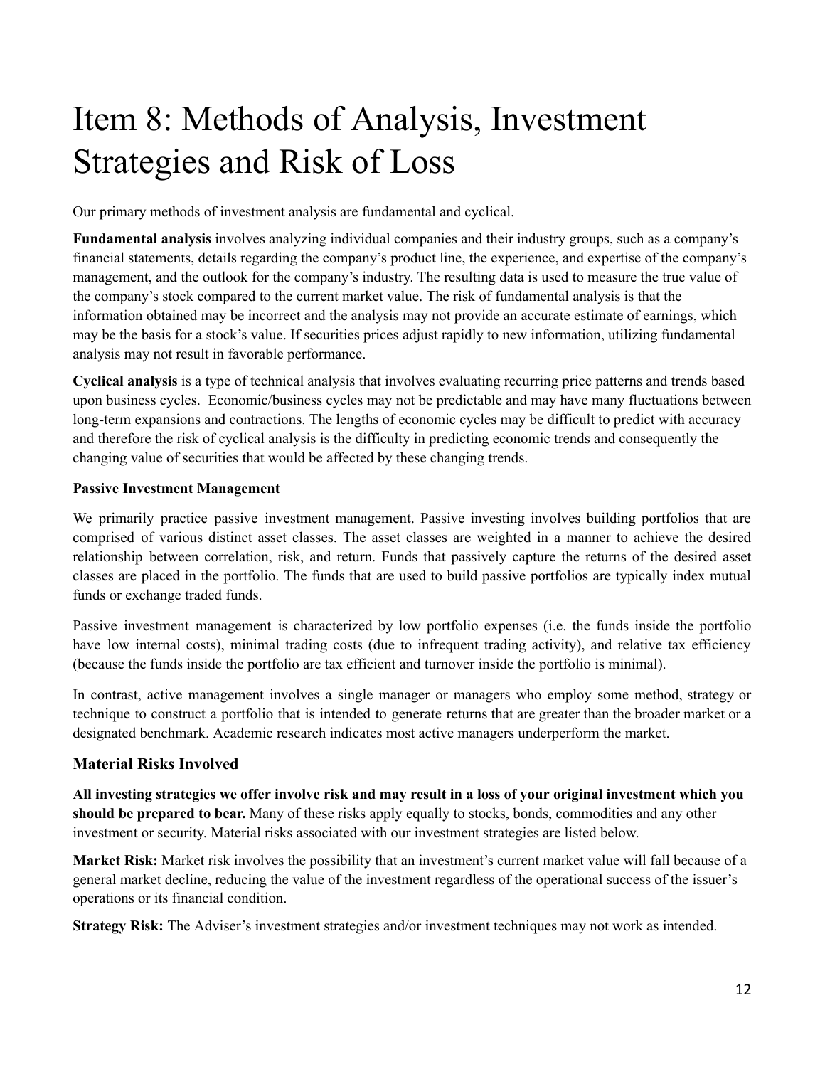# Item 8: Methods of Analysis, Investment Strategies and Risk of Loss

Our primary methods of investment analysis are fundamental and cyclical.

**Fundamental analysis** involves analyzing individual companies and their industry groups, such as a company's financial statements, details regarding the company's product line, the experience, and expertise of the company's management, and the outlook for the company's industry. The resulting data is used to measure the true value of the company's stock compared to the current market value. The risk of fundamental analysis is that the information obtained may be incorrect and the analysis may not provide an accurate estimate of earnings, which may be the basis for a stock's value. If securities prices adjust rapidly to new information, utilizing fundamental analysis may not result in favorable performance.

**Cyclical analysis** is a type of technical analysis that involves evaluating recurring price patterns and trends based upon business cycles. Economic/business cycles may not be predictable and may have many fluctuations between long-term expansions and contractions. The lengths of economic cycles may be difficult to predict with accuracy and therefore the risk of cyclical analysis is the difficulty in predicting economic trends and consequently the changing value of securities that would be affected by these changing trends.

**Passive Investment Management**

We primarily practice passive investment management. Passive investing involves building portfolios that are comprised of various distinct asset classes. The asset classes are weighted in a manner to achieve the desired relationship between correlation, risk, and return. Funds that passively capture the returns of the desired asset classes are placed in the portfolio. The funds that are used to build passive portfolios are typically index mutual funds or exchange traded funds.

Passive investment management is characterized by low portfolio expenses (i.e. the funds inside the portfolio have low internal costs), minimal trading costs (due to infrequent trading activity), and relative tax efficiency (because the funds inside the portfolio are tax efficient and turnover inside the portfolio is minimal).

In contrast, active management involves a single manager or managers who employ some method, strategy or technique to construct a portfolio that is intended to generate returns that are greater than the broader market or a designated benchmark. Academic research indicates most active managers underperform the market.

## Material Risks Involved

**All investing strategies we offer involve risk and may result in a loss of your original investment which you should be prepared to bear.** Many of these risks apply equally to stocks, bonds, commodities and any other investment or security. Material risks associated with our investment strategies are listed below.

**Market Risk:** Market risk involves the possibility that an investment's current market value will fall because of a general market decline, reducing the value of the investment regardless of the operational success of the issuer's operations or its financial condition.

**Strategy Risk:** The Adviser's investment strategies and/or investment techniques may not work as intended.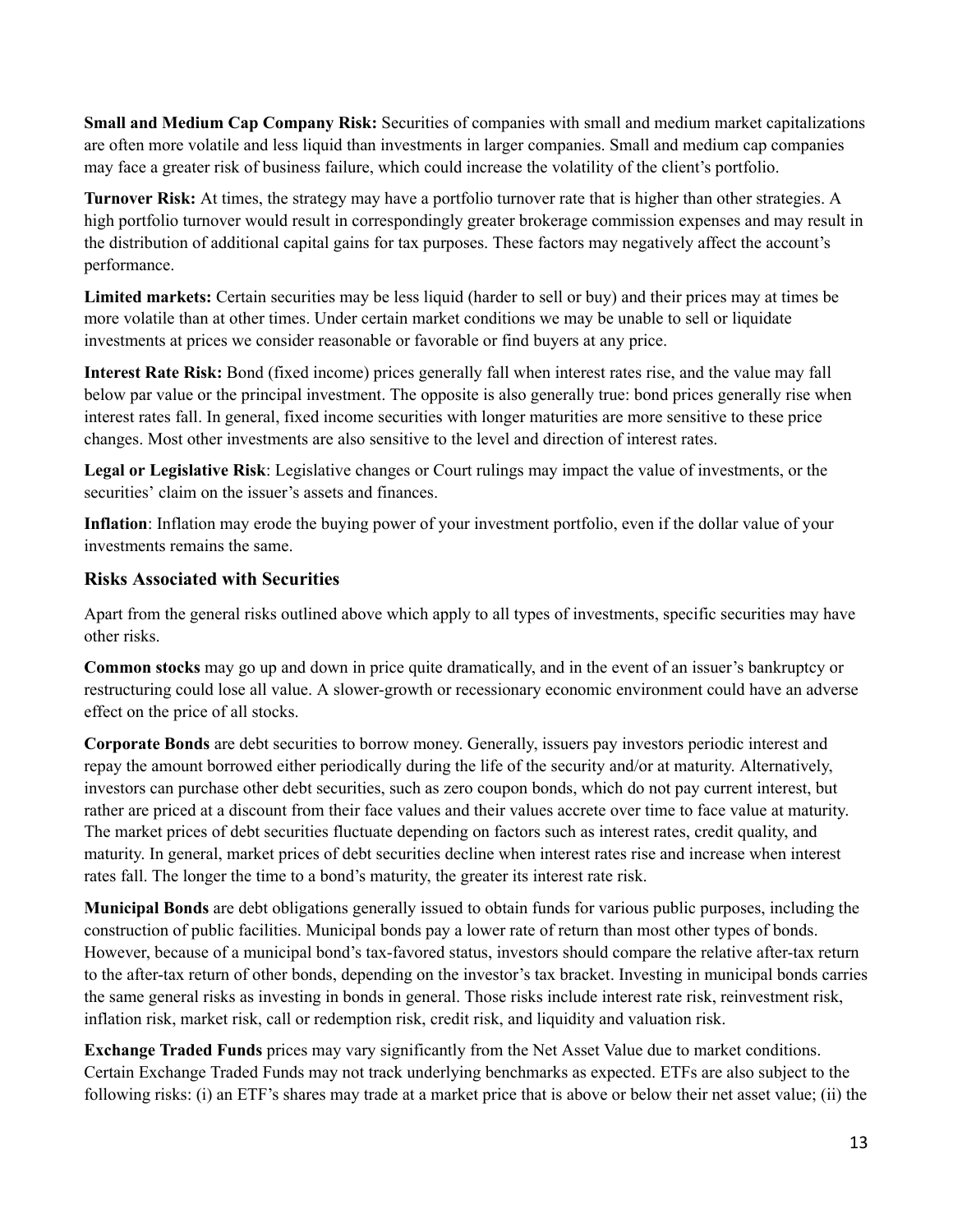**Small and Medium Cap Company Risk:** Securities of companies with small and medium market capitalizations are often more volatile and less liquid than investments in larger companies. Small and medium cap companies may face a greater risk of business failure, which could increase the volatility of the client's portfolio.

**Turnover Risk:** At times, the strategy may have a portfolio turnover rate that is higher than other strategies. A high portfolio turnover would result in correspondingly greater brokerage commission expenses and may result in the distribution of additional capital gains for tax purposes. These factors may negatively affect the account's performance.

**Limited markets:** Certain securities may be less liquid (harder to sell or buy) and their prices may at times be more volatile than at other times. Under certain market conditions we may be unable to sell or liquidate investments at prices we consider reasonable or favorable or find buyers at any price.

**Interest Rate Risk:** Bond (fixed income) prices generally fall when interest rates rise, and the value may fall below par value or the principal investment. The opposite is also generally true: bond prices generally rise when interest rates fall. In general, fixed income securities with longer maturities are more sensitive to these price changes. Most other investments are also sensitive to the level and direction of interest rates.

**Legal or Legislative Risk**: Legislative changes or Court rulings may impact the value of investments, or the securities' claim on the issuer's assets and finances.

**Inflation**: Inflation may erode the buying power of your investment portfolio, even if the dollar value of your investments remains the same.

### Risks Associated with Securities

Apart from the general risks outlined above which apply to all types of investments, specific securities may have other risks.

**Common stocks** may go up and down in price quite dramatically, and in the event of an issuer's bankruptcy or restructuring could lose all value. A slower-growth or recessionary economic environment could have an adverse effect on the price of all stocks.

**Corporate Bonds** are debt securities to borrow money. Generally, issuers pay investors periodic interest and repay the amount borrowed either periodically during the life of the security and/or at maturity. Alternatively, investors can purchase other debt securities, such as zero coupon bonds, which do not pay current interest, but rather are priced at a discount from their face values and their values accrete over time to face value at maturity. The market prices of debt securities fluctuate depending on factors such as interest rates, credit quality, and maturity. In general, market prices of debt securities decline when interest rates rise and increase when interest rates fall. The longer the time to a bond's maturity, the greater its interest rate risk.

**Municipal Bonds** are debt obligations generally issued to obtain funds for various public purposes, including the construction of public facilities. Municipal bonds pay a lower rate of return than most other types of bonds. However, because of a municipal bond's tax-favored status, investors should compare the relative after-tax return to the after-tax return of other bonds, depending on the investor's tax bracket. Investing in municipal bonds carries the same general risks as investing in bonds in general. Those risks include interest rate risk, reinvestment risk, inflation risk, market risk, call or redemption risk, credit risk, and liquidity and valuation risk.

**Exchange Traded Funds** prices may vary significantly from the Net Asset Value due to market conditions. Certain Exchange Traded Funds may not track underlying benchmarks as expected. ETFs are also subject to the following risks: (i) an ETF's shares may trade at a market price that is above or below their net asset value; (ii) the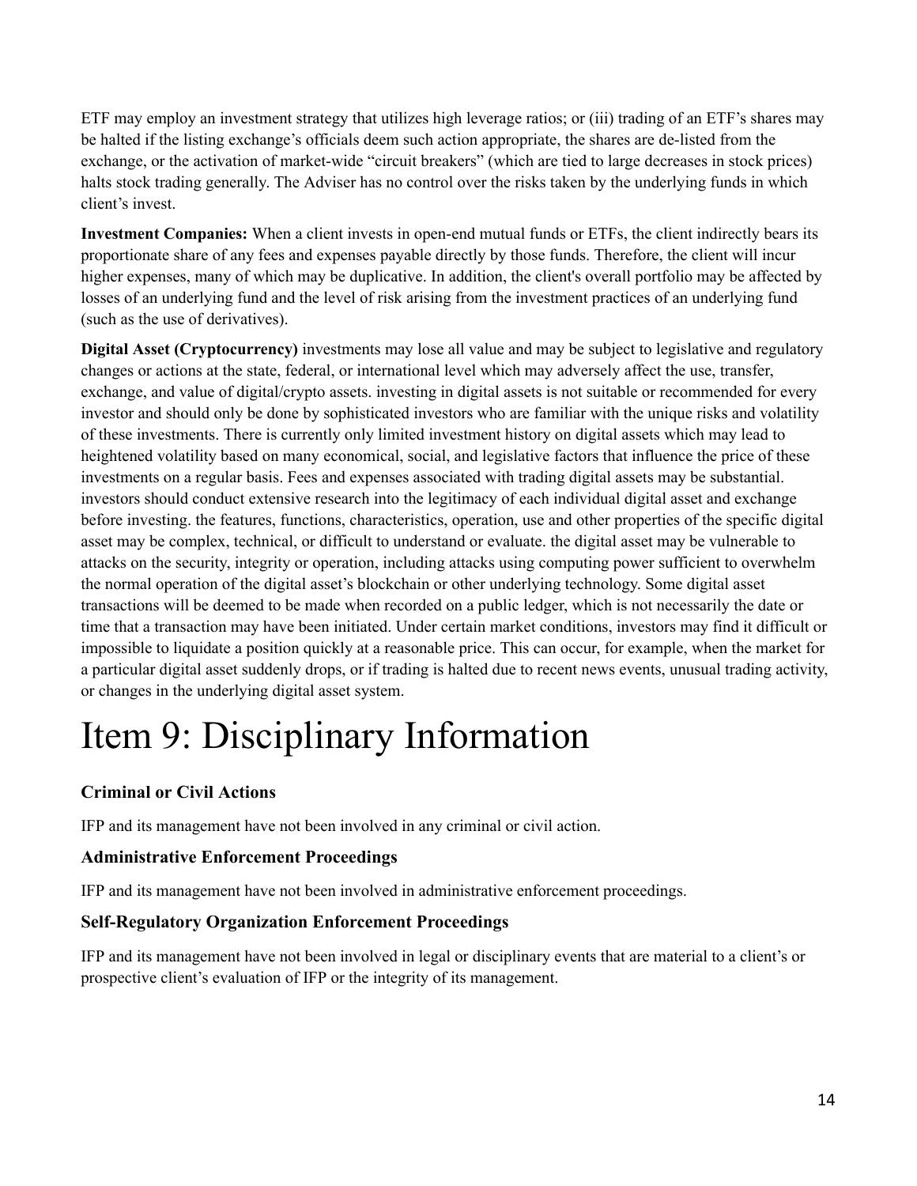ETF may employ an investment strategy that utilizes high leverage ratios; or (iii) trading of an ETF's shares may be halted if the listing exchange's officials deem such action appropriate, the shares are de-listed from the exchange, or the activation of market-wide "circuit breakers" (which are tied to large decreases in stock prices) halts stock trading generally. The Adviser has no control over the risks taken by the underlying funds in which client's invest.

**Investment Companies:** When a client invests in open-end mutual funds or ETFs, the client indirectly bears its proportionate share of any fees and expenses payable directly by those funds. Therefore, the client will incur higher expenses, many of which may be duplicative. In addition, the client's overall portfolio may be affected by losses of an underlying fund and the level of risk arising from the investment practices of an underlying fund (such as the use of derivatives).

**Digital Asset (Cryptocurrency)** investments may lose all value and may be subject to legislative and regulatory changes or actions at the state, federal, or international level which may adversely affect the use, transfer, exchange, and value of digital/crypto assets. investing in digital assets is not suitable or recommended for every investor and should only be done by sophisticated investors who are familiar with the unique risks and volatility of these investments. There is currently only limited investment history on digital assets which may lead to heightened volatility based on many economical, social, and legislative factors that influence the price of these investments on a regular basis. Fees and expenses associated with trading digital assets may be substantial. investors should conduct extensive research into the legitimacy of each individual digital asset and exchange before investing. the features, functions, characteristics, operation, use and other properties of the specific digital asset may be complex, technical, or difficult to understand or evaluate. the digital asset may be vulnerable to attacks on the security, integrity or operation, including attacks using computing power sufficient to overwhelm the normal operation of the digital asset's blockchain or other underlying technology. Some digital asset transactions will be deemed to be made when recorded on a public ledger, which is not necessarily the date or time that a transaction may have been initiated. Under certain market conditions, investors may find it difficult or impossible to liquidate a position quickly at a reasonable price. This can occur, for example, when the market for a particular digital asset suddenly drops, or if trading is halted due to recent news events, unusual trading activity, or changes in the underlying digital asset system.

# Item 9: Disciplinary Information

### Criminal or Civil Actions

IFP and its management have not been involved in any criminal or civil action.

### Administrative Enforcement Proceedings

IFP and its management have not been involved in administrative enforcement proceedings.

### Self-Regulatory Organization Enforcement Proceedings

IFP and its management have not been involved in legal or disciplinary events that are material to a client's or prospective client's evaluation of IFP or the integrity of its management.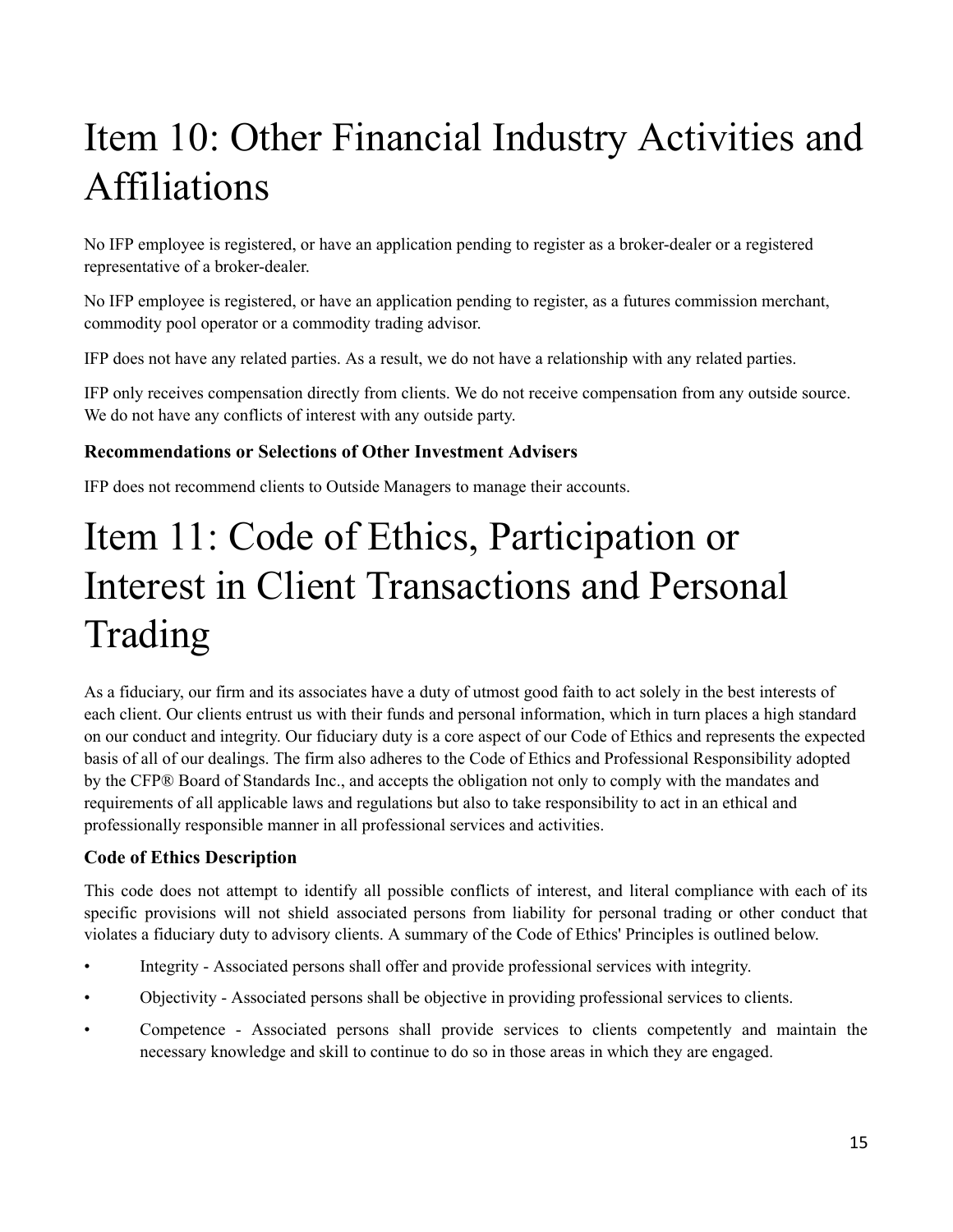# Item 10: Other Financial Industry Activities and Affiliations

No IFP employee is registered, or have an application pending to register as a broker-dealer or a registered representative of a broker-dealer.

No IFP employee is registered, or have an application pending to register, as a futures commission merchant, commodity pool operator or a commodity trading advisor.

IFP does not have any related parties. As a result, we do not have a relationship with any related parties.

IFP only receives compensation directly from clients. We do not receive compensation from any outside source. We do not have any conflicts of interest with any outside party.

### Recommendations or Selections of Other Investment Advisers

IFP does not recommend clients to Outside Managers to manage their accounts.

# Item 11: Code of Ethics, Participation or Interest in Client Transactions and Personal Trading

As a fiduciary, our firm and its associates have a duty of utmost good faith to act solely in the best interests of each client. Our clients entrust us with their funds and personal information, which in turn places a high standard on our conduct and integrity. Our fiduciary duty is a core aspect of our Code of Ethics and represents the expected basis of all of our dealings. The firm also adheres to the Code of Ethics and Professional Responsibility adopted by the CFP® Board of Standards Inc., and accepts the obligation not only to comply with the mandates and requirements of all applicable laws and regulations but also to take responsibility to act in an ethical and professionally responsible manner in all professional services and activities.

### Code of Ethics Description

This code does not attempt to identify all possible conflicts of interest, and literal compliance with each of its specific provisions will not shield associated persons from liability for personal trading or other conduct that violates a fiduciary duty to advisory clients. A summary of the Code of Ethics' Principles is outlined below.

- Integrity - Associated persons shall offer and provide professional services with integrity.
- Objectivity - Associated persons shall be objective in providing professional services to clients.
- Competence - Associated persons shall provide services to clients competently and maintain the necessary knowledge and skill to continue to do so in those areas in which they are engaged.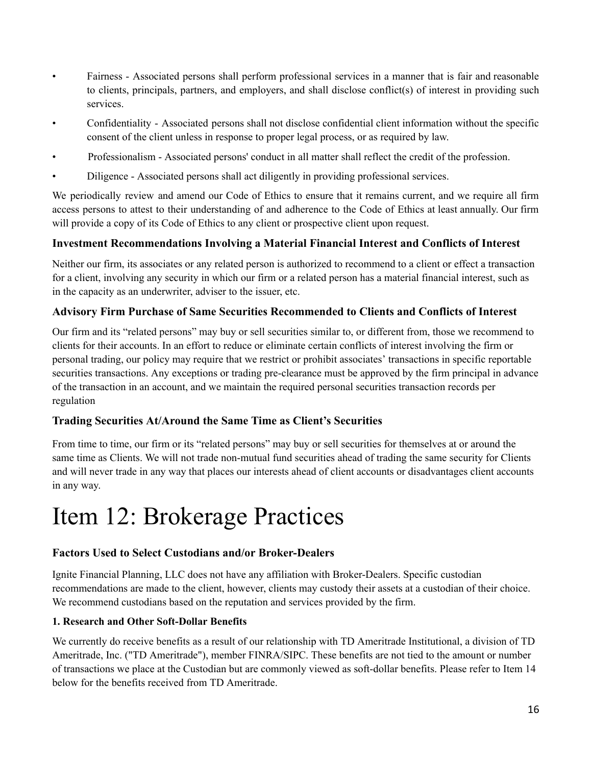- Fairness - Associated persons shall perform professional services in a manner that is fair and reasonable to clients, principals, partners, and employers, and shall disclose conflict(s) of interest in providing such services.
- Confidentiality - Associated persons shall not disclose confidential client information without the specific consent of the client unless in response to proper legal process, or as required by law.
- Professionalism - Associated persons' conduct in all matter shall reflect the credit of the profession.
- Diligence - Associated persons shall act diligently in providing professional services.

We periodically review and amend our Code of Ethics to ensure that it remains current, and we require all firm access persons to attest to their understanding of and adherence to the Code of Ethics at least annually. Our firm will provide a copy of its Code of Ethics to any client or prospective client upon request.

### Investment Recommendations Involving a Material Financial Interest and Conflicts of Interest

Neither our firm, its associates or any related person is authorized to recommend to a client or effect a transaction for a client, involving any security in which our firm or a related person has a material financial interest, such as in the capacity as an underwriter, adviser to the issuer, etc.

### Advisory Firm Purchase of Same Securities Recommended to Clients and Conflicts of Interest

Our firm and its "related persons" may buy or sell securities similar to, or different from, those we recommend to clients for their accounts. In an effort to reduce or eliminate certain conflicts of interest involving the firm or personal trading, our policy may require that we restrict or prohibit associates' transactions in specific reportable securities transactions. Any exceptions or trading pre-clearance must be approved by the firm principal in advance of the transaction in an account, and we maintain the required personal securities transaction records per regulation

### Trading Securities At/Around the Same Time as Client's Securities

From time to time, our firm or its "related persons" may buy or sell securities for themselves at or around the same time as Clients. We will not trade non-mutual fund securities ahead of trading the same security for Clients and will never trade in any way that places our interests ahead of client accounts or disadvantages client accounts in any way.

# Item 12: Brokerage Practices

### Factors Used to Select Custodians and/or Broker-Dealers

Ignite Financial Planning, LLC does not have any affiliation with Broker-Dealers. Specific custodian recommendations are made to the client, however, clients may custody their assets at a custodian of their choice. We recommend custodians based on the reputation and services provided by the firm.

#### 1. Research and Other Soft-Dollar Benefits

We currently do receive benefits as a result of our relationship with TD Ameritrade Institutional, a division of TD Ameritrade, Inc. ("TD Ameritrade"), member FINRA/SIPC. These benefits are not tied to the amount or number of transactions we place at the Custodian but are commonly viewed as soft-dollar benefits. Please refer to Item 14 below for the benefits received from TD Ameritrade.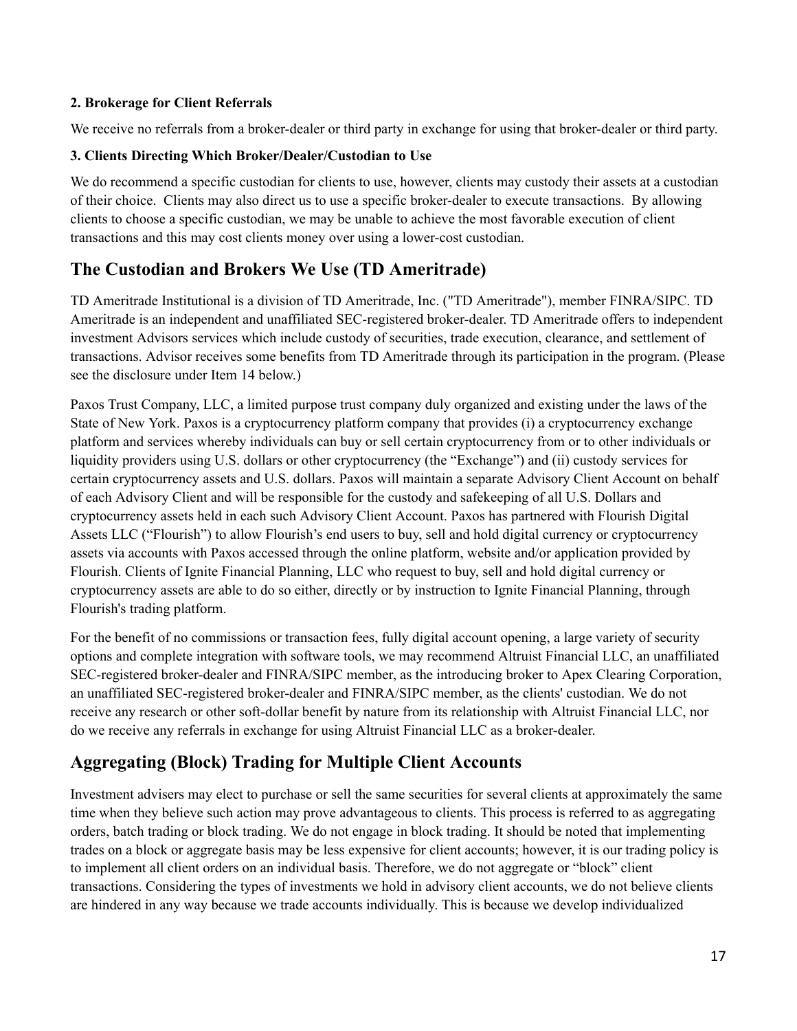**2. Brokerage for Client Referrals**

We receive no referrals from a broker-dealer or third party in exchange for using that broker-dealer or third party.

**3. Clients Directing Which Broker/Dealer/Custodian to Use**

We do recommend a specific custodian for clients to use, however, clients may custody their assets at a custodian of their choice. Clients may also direct us to use a specific broker-dealer to execute transactions. By allowing clients to choose a specific custodian, we may be unable to achieve the most favorable execution of client transactions and this may cost clients money over using a lower-cost custodian.

## The Custodian and Brokers We Use (TD Ameritrade)

TD Ameritrade Institutional is a division of TD Ameritrade, Inc. ("TD Ameritrade"), member FINRA/SIPC. TD Ameritrade is an independent and unaffiliated SEC-registered broker-dealer. TD Ameritrade offers to independent investment Advisors services which include custody of securities, trade execution, clearance, and settlement of transactions. Advisor receives some benefits from TD Ameritrade through its participation in the program. (Please see the disclosure under Item 14 below.)

Paxos Trust Company, LLC, a limited purpose trust company duly organized and existing under the laws of the State of New York. Paxos is a cryptocurrency platform company that provides (i) a cryptocurrency exchange platform and services whereby individuals can buy or sell certain cryptocurrency from or to other individuals or liquidity providers using U.S. dollars or other cryptocurrency (the "Exchange") and (ii) custody services for certain cryptocurrency assets and U.S. dollars. Paxos will maintain a separate Advisory Client Account on behalf of each Advisory Client and will be responsible for the custody and safekeeping of all U.S. Dollars and cryptocurrency assets held in each such Advisory Client Account. Paxos has partnered with Flourish Digital Assets LLC ("Flourish") to allow Flourish's end users to buy, sell and hold digital currency or cryptocurrency assets via accounts with Paxos accessed through the online platform, website and/or application provided by Flourish. Clients of Ignite Financial Planning, LLC who request to buy, sell and hold digital currency or cryptocurrency assets are able to do so either, directly or by instruction to Ignite Financial Planning, through Flourish's trading platform.

For the benefit of no commissions or transaction fees, fully digital account opening, a large variety of security options and complete integration with software tools, we may recommend Altruist Financial LLC, an unaffiliated SEC-registered broker-dealer and FINRA/SIPC member, as the introducing broker to Apex Clearing Corporation, an unaffiliated SEC-registered broker-dealer and FINRA/SIPC member, as the clients' custodian. We do not receive any research or other soft-dollar benefit by nature from its relationship with Altruist Financial LLC, nor do we receive any referrals in exchange for using Altruist Financial LLC as a broker-dealer.

## Aggregating (Block) Trading for Multiple Client Accounts

Investment advisers may elect to purchase or sell the same securities for several clients at approximately the same time when they believe such action may prove advantageous to clients. This process is referred to as aggregating orders, batch trading or block trading. We do not engage in block trading. It should be noted that implementing trades on a block or aggregate basis may be less expensive for client accounts; however, it is our trading policy is to implement all client orders on an individual basis. Therefore, we do not aggregate or "block" client transactions. Considering the types of investments we hold in advisory client accounts, we do not believe clients are hindered in any way because we trade accounts individually. This is because we develop individualized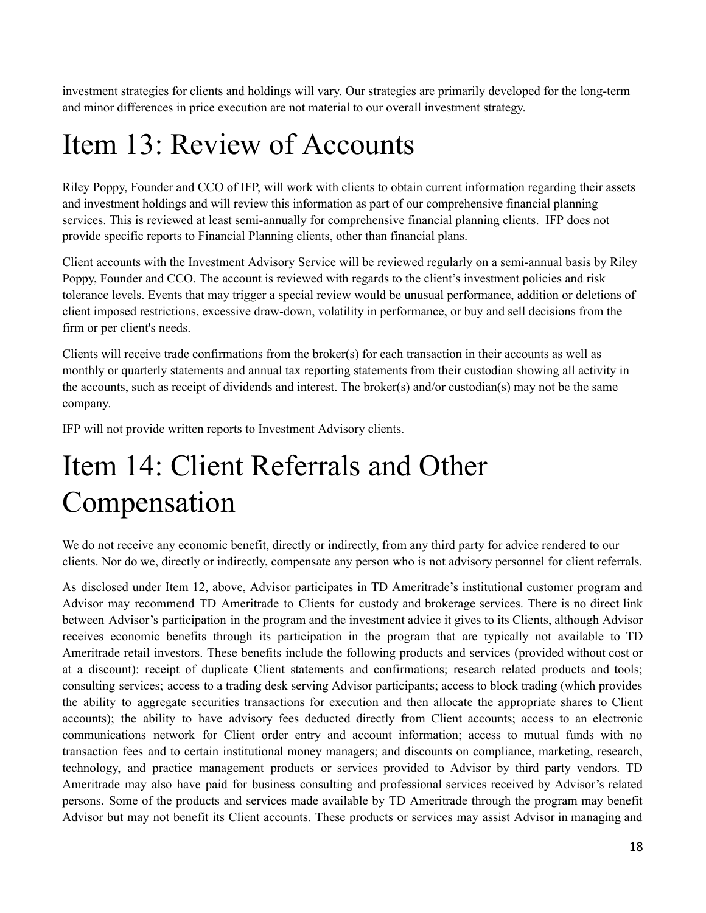investment strategies for clients and holdings will vary. Our strategies are primarily developed for the long-term and minor differences in price execution are not material to our overall investment strategy.

# Item 13: Review of Accounts

Riley Poppy, Founder and CCO of IFP, will work with clients to obtain current information regarding their assets and investment holdings and will review this information as part of our comprehensive financial planning services. This is reviewed at least semi-annually for comprehensive financial planning clients. IFP does not provide specific reports to Financial Planning clients, other than financial plans.

Client accounts with the Investment Advisory Service will be reviewed regularly on a semi-annual basis by Riley Poppy, Founder and CCO. The account is reviewed with regards to the client's investment policies and risk tolerance levels. Events that may trigger a special review would be unusual performance, addition or deletions of client imposed restrictions, excessive draw-down, volatility in performance, or buy and sell decisions from the firm or per client's needs.

Clients will receive trade confirmations from the broker(s) for each transaction in their accounts as well as monthly or quarterly statements and annual tax reporting statements from their custodian showing all activity in the accounts, such as receipt of dividends and interest. The broker(s) and/or custodian(s) may not be the same company.

IFP will not provide written reports to Investment Advisory clients.

# Item 14: Client Referrals and Other Compensation

We do not receive any economic benefit, directly or indirectly, from any third party for advice rendered to our clients. Nor do we, directly or indirectly, compensate any person who is not advisory personnel for client referrals.

As disclosed under Item 12, above, Advisor participates in TD Ameritrade's institutional customer program and Advisor may recommend TD Ameritrade to Clients for custody and brokerage services. There is no direct link between Advisor's participation in the program and the investment advice it gives to its Clients, although Advisor receives economic benefits through its participation in the program that are typically not available to TD Ameritrade retail investors. These benefits include the following products and services (provided without cost or at a discount): receipt of duplicate Client statements and confirmations; research related products and tools; consulting services; access to a trading desk serving Advisor participants; access to block trading (which provides the ability to aggregate securities transactions for execution and then allocate the appropriate shares to Client accounts); the ability to have advisory fees deducted directly from Client accounts; access to an electronic communications network for Client order entry and account information; access to mutual funds with no transaction fees and to certain institutional money managers; and discounts on compliance, marketing, research, technology, and practice management products or services provided to Advisor by third party vendors. TD Ameritrade may also have paid for business consulting and professional services received by Advisor's related persons. Some of the products and services made available by TD Ameritrade through the program may benefit Advisor but may not benefit its Client accounts. These products or services may assist Advisor in managing and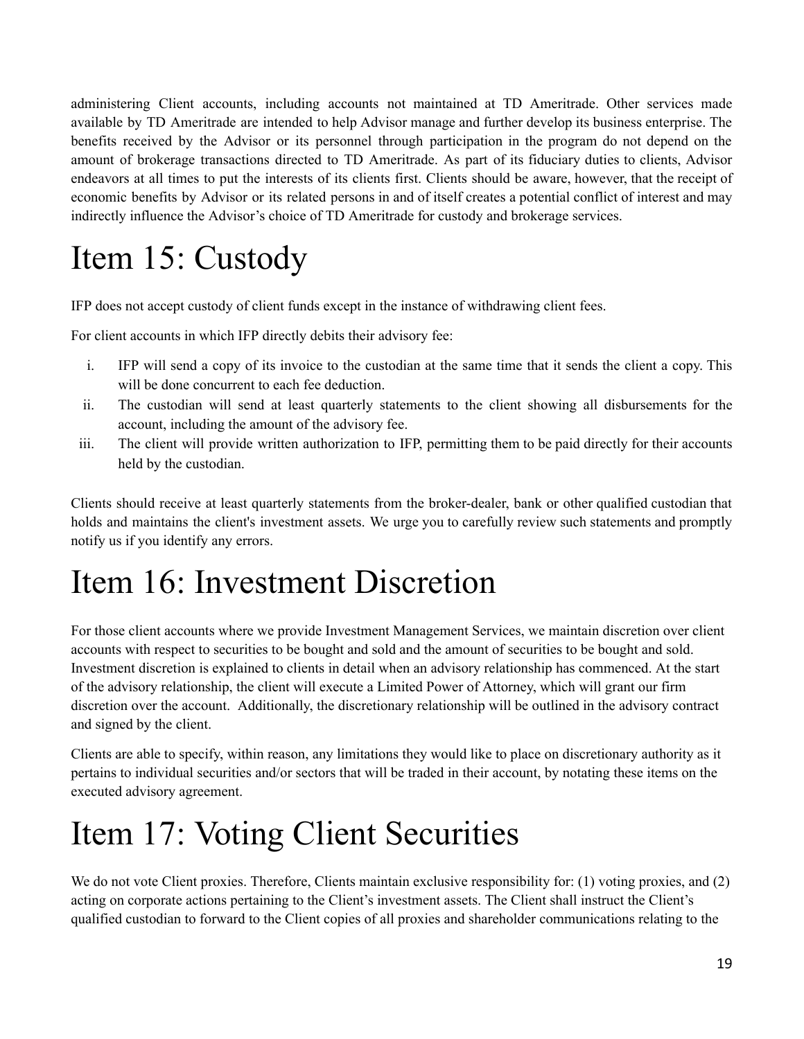administering Client accounts, including accounts not maintained at TD Ameritrade. Other services made available by TD Ameritrade are intended to help Advisor manage and further develop its business enterprise. The benefits received by the Advisor or its personnel through participation in the program do not depend on the amount of brokerage transactions directed to TD Ameritrade. As part of its fiduciary duties to clients, Advisor endeavors at all times to put the interests of its clients first. Clients should be aware, however, that the receipt of economic benefits by Advisor or its related persons in and of itself creates a potential conflict of interest and may indirectly influence the Advisor's choice of TD Ameritrade for custody and brokerage services.

# Item 15: Custody

IFP does not accept custody of client funds except in the instance of withdrawing client fees.

For client accounts in which IFP directly debits their advisory fee:

i. IFP will send a copy of its invoice to the custodian at the same time that it sends the client a copy. This will be done concurrent to each fee deduction.
ii. The custodian will send at least quarterly statements to the client showing all disbursements for the account, including the amount of the advisory fee.
iii. The client will provide written authorization to IFP, permitting them to be paid directly for their accounts held by the custodian.

Clients should receive at least quarterly statements from the broker-dealer, bank or other qualified custodian that holds and maintains the client's investment assets. We urge you to carefully review such statements and promptly notify us if you identify any errors.

# Item 16: Investment Discretion

For those client accounts where we provide Investment Management Services, we maintain discretion over client accounts with respect to securities to be bought and sold and the amount of securities to be bought and sold. Investment discretion is explained to clients in detail when an advisory relationship has commenced. At the start of the advisory relationship, the client will execute a Limited Power of Attorney, which will grant our firm discretion over the account. Additionally, the discretionary relationship will be outlined in the advisory contract and signed by the client.

Clients are able to specify, within reason, any limitations they would like to place on discretionary authority as it pertains to individual securities and/or sectors that will be traded in their account, by notating these items on the executed advisory agreement.

# Item 17: Voting Client Securities

We do not vote Client proxies. Therefore, Clients maintain exclusive responsibility for: (1) voting proxies, and (2) acting on corporate actions pertaining to the Client's investment assets. The Client shall instruct the Client's qualified custodian to forward to the Client copies of all proxies and shareholder communications relating to the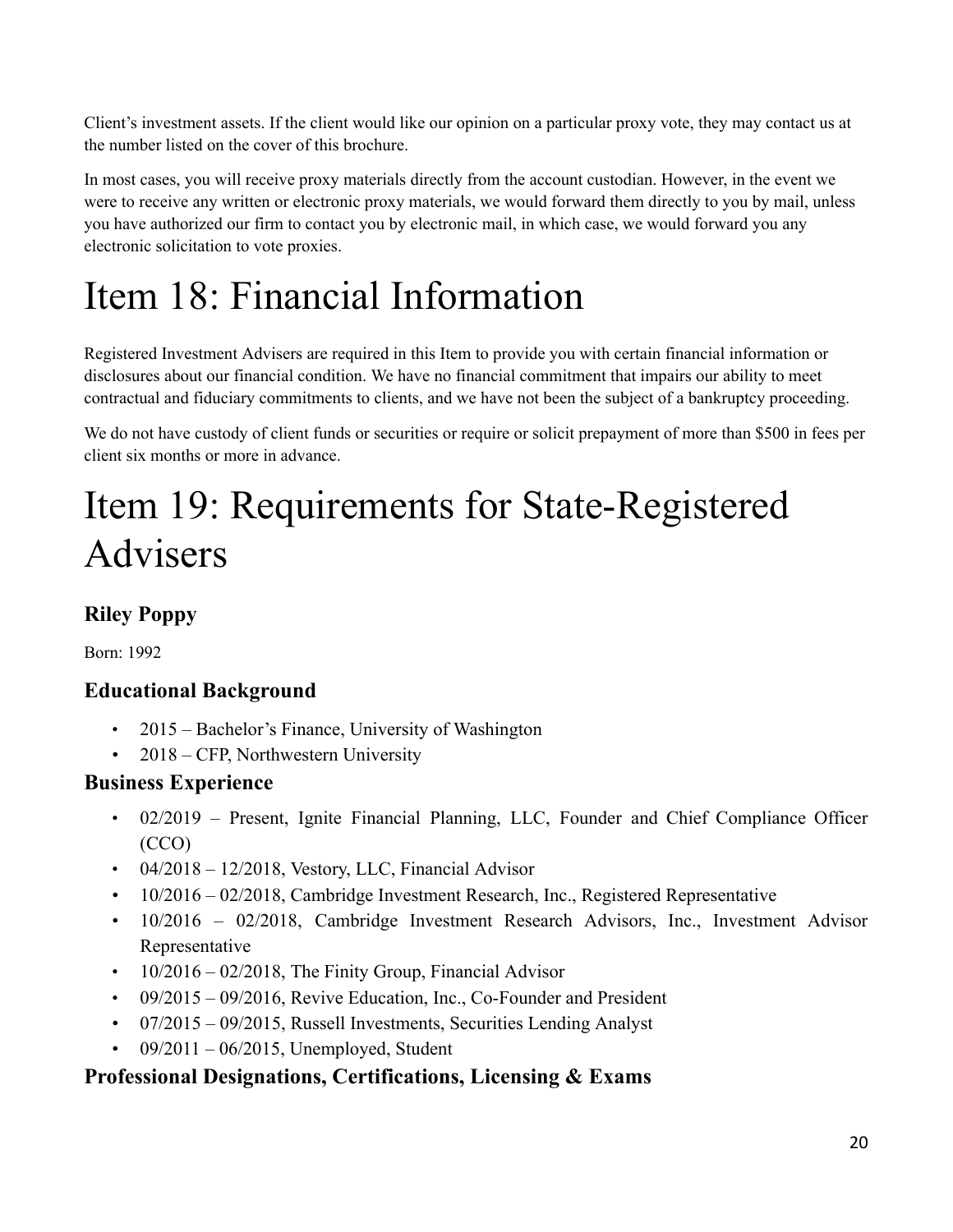Client's investment assets. If the client would like our opinion on a particular proxy vote, they may contact us at the number listed on the cover of this brochure.

In most cases, you will receive proxy materials directly from the account custodian. However, in the event we were to receive any written or electronic proxy materials, we would forward them directly to you by mail, unless you have authorized our firm to contact you by electronic mail, in which case, we would forward you any electronic solicitation to vote proxies.

# Item 18: Financial Information

Registered Investment Advisers are required in this Item to provide you with certain financial information or disclosures about our financial condition. We have no financial commitment that impairs our ability to meet contractual and fiduciary commitments to clients, and we have not been the subject of a bankruptcy proceeding.

We do not have custody of client funds or securities or require or solicit prepayment of more than $500 in fees per client six months or more in advance.

# Item 19: Requirements for State-Registered Advisers

### Riley Poppy

Born: 1992

### Educational Background

- 2015 – Bachelor's Finance, University of Washington
- 2018 – CFP, Northwestern University

### Business Experience

- 02/2019 – Present, Ignite Financial Planning, LLC, Founder and Chief Compliance Officer (CCO)
- 04/2018 – 12/2018, Vestory, LLC, Financial Advisor
- 10/2016 – 02/2018, Cambridge Investment Research, Inc., Registered Representative
- 10/2016 – 02/2018, Cambridge Investment Research Advisors, Inc., Investment Advisor Representative
- 10/2016 – 02/2018, The Finity Group, Financial Advisor
- 09/2015 – 09/2016, Revive Education, Inc., Co-Founder and President
- 07/2015 – 09/2015, Russell Investments, Securities Lending Analyst
- 09/2011 – 06/2015, Unemployed, Student

### Professional Designations, Certifications, Licensing & Exams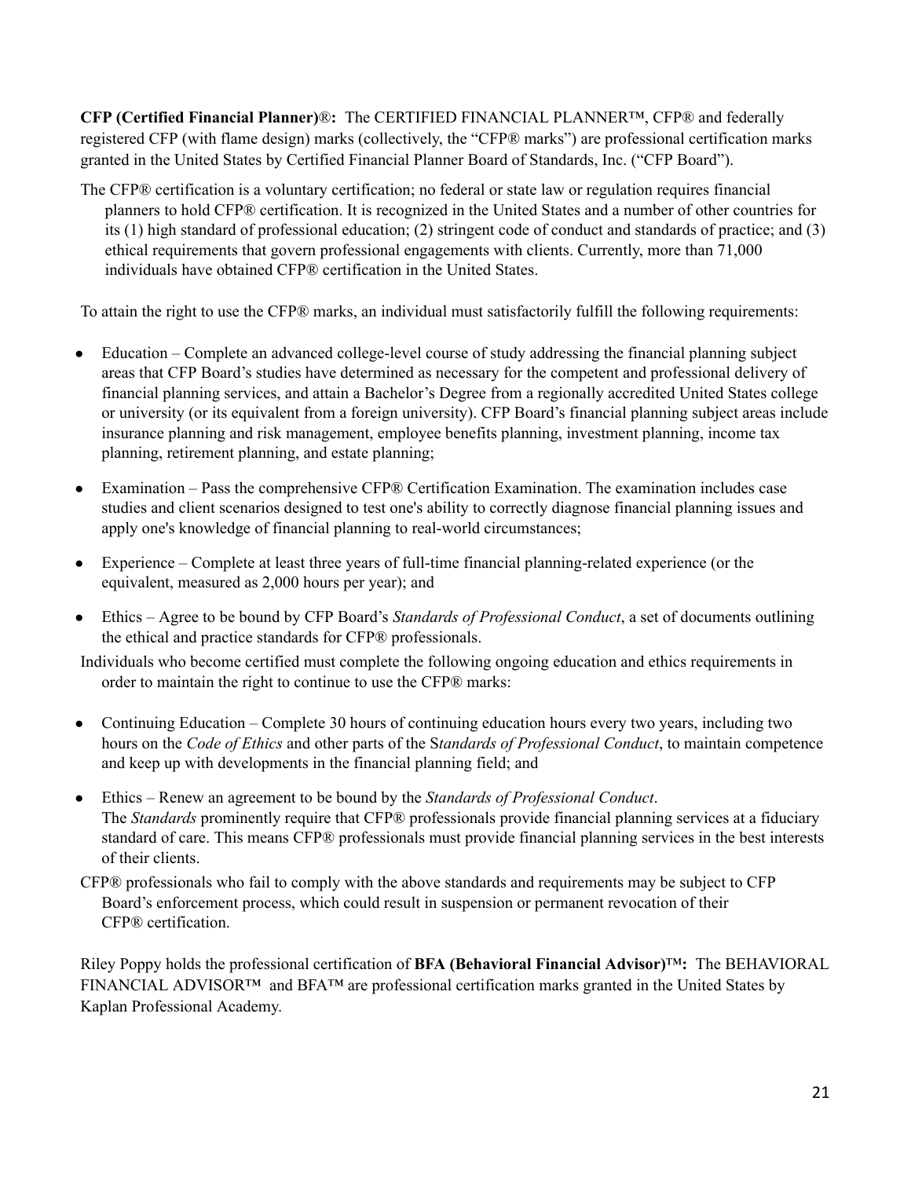**CFP (Certified Financial Planner)**®**:** The CERTIFIED FINANCIAL PLANNER™, CFP® and federally registered CFP (with flame design) marks (collectively, the "CFP® marks") are professional certification marks granted in the United States by Certified Financial Planner Board of Standards, Inc. ("CFP Board").

The CFP® certification is a voluntary certification; no federal or state law or regulation requires financial planners to hold CFP® certification. It is recognized in the United States and a number of other countries for its (1) high standard of professional education; (2) stringent code of conduct and standards of practice; and (3) ethical requirements that govern professional engagements with clients. Currently, more than 71,000 individuals have obtained CFP® certification in the United States.

To attain the right to use the CFP® marks, an individual must satisfactorily fulfill the following requirements:

- Education – Complete an advanced college-level course of study addressing the financial planning subject areas that CFP Board's studies have determined as necessary for the competent and professional delivery of financial planning services, and attain a Bachelor's Degree from a regionally accredited United States college or university (or its equivalent from a foreign university). CFP Board's financial planning subject areas include insurance planning and risk management, employee benefits planning, investment planning, income tax planning, retirement planning, and estate planning;
- Examination – Pass the comprehensive CFP® Certification Examination. The examination includes case studies and client scenarios designed to test one's ability to correctly diagnose financial planning issues and apply one's knowledge of financial planning to real-world circumstances;
- Experience – Complete at least three years of full-time financial planning-related experience (or the equivalent, measured as 2,000 hours per year); and
- Ethics – Agree to be bound by CFP Board's *Standards of Professional Conduct*, a set of documents outlining the ethical and practice standards for CFP® professionals.

Individuals who become certified must complete the following ongoing education and ethics requirements in order to maintain the right to continue to use the CFP® marks:

- Continuing Education – Complete 30 hours of continuing education hours every two years, including two hours on the *Code of Ethics* and other parts of the S*tandards of Professional Conduct*, to maintain competence and keep up with developments in the financial planning field; and
- Ethics – Renew an agreement to be bound by the *Standards of Professional Conduct*. The *Standards* prominently require that CFP® professionals provide financial planning services at a fiduciary standard of care. This means CFP® professionals must provide financial planning services in the best interests of their clients.

CFP® professionals who fail to comply with the above standards and requirements may be subject to CFP Board's enforcement process, which could result in suspension or permanent revocation of their CFP® certification.

Riley Poppy holds the professional certification of **BFA (Behavioral Financial Advisor)™:** The BEHAVIORAL FINANCIAL ADVISOR™ and BFA™ are professional certification marks granted in the United States by Kaplan Professional Academy.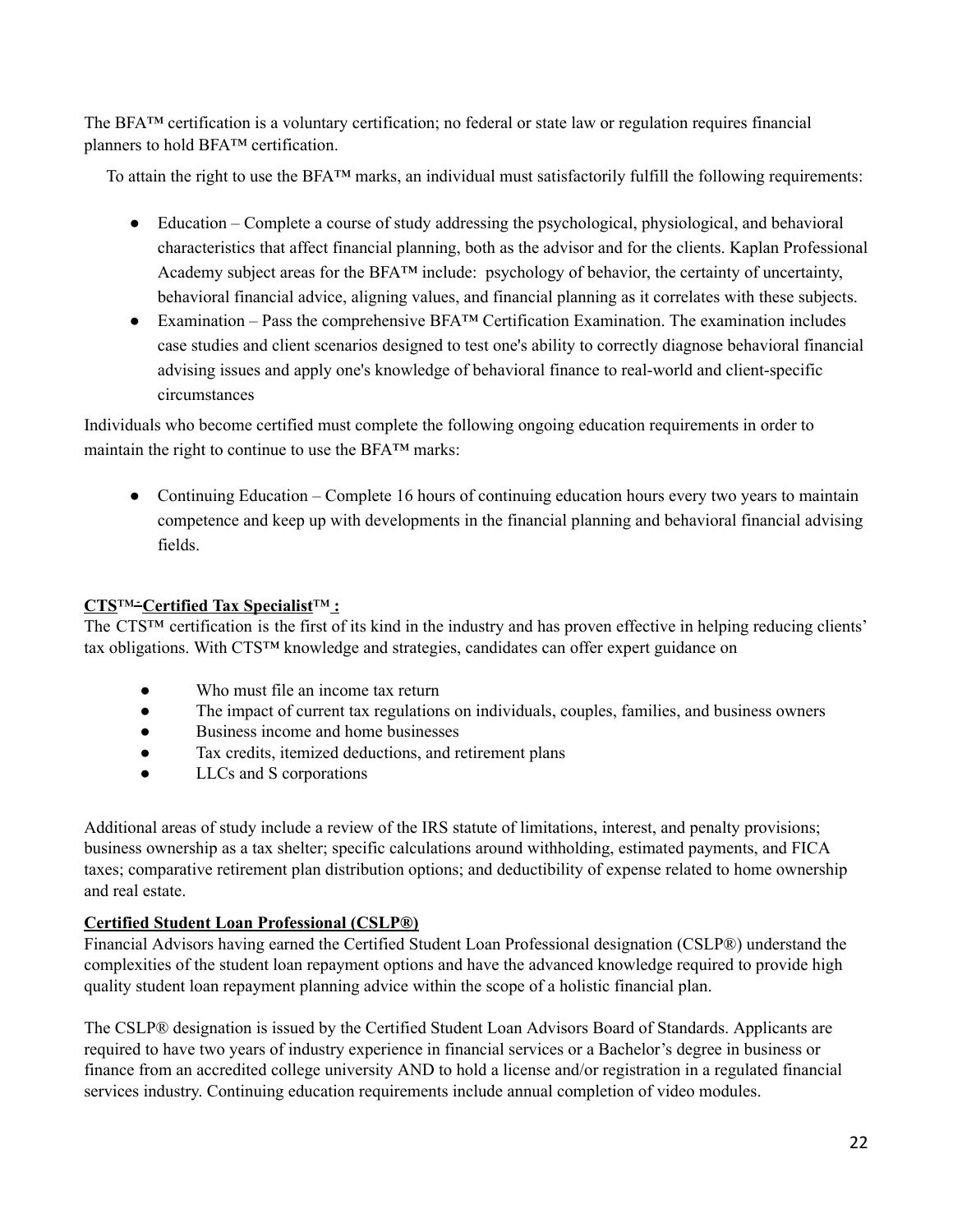The BFA™ certification is a voluntary certification; no federal or state law or regulation requires financial planners to hold BFA™ certification.

To attain the right to use the BFA™ marks, an individual must satisfactorily fulfill the following requirements:

- Education – Complete a course of study addressing the psychological, physiological, and behavioral characteristics that affect financial planning, both as the advisor and for the clients. Kaplan Professional Academy subject areas for the BFA™ include: psychology of behavior, the certainty of uncertainty, behavioral financial advice, aligning values, and financial planning as it correlates with these subjects.
- Examination – Pass the comprehensive BFA™ Certification Examination. The examination includes case studies and client scenarios designed to test one's ability to correctly diagnose behavioral financial advising issues and apply one's knowledge of behavioral finance to real-world and client-specific circumstances

Individuals who become certified must complete the following ongoing education requirements in order to maintain the right to continue to use the BFA™ marks:

- Continuing Education – Complete 16 hours of continuing education hours every two years to maintain competence and keep up with developments in the financial planning and behavioral financial advising fields.

**CTS™-Certified Tax Specialist™ :**

The CTS™ certification is the first of its kind in the industry and has proven effective in helping reducing clients' tax obligations. With CTS™ knowledge and strategies, candidates can offer expert guidance on

- Who must file an income tax return
- The impact of current tax regulations on individuals, couples, families, and business owners
- Business income and home businesses
- Tax credits, itemized deductions, and retirement plans
- LLCs and S corporations

Additional areas of study include a review of the IRS statute of limitations, interest, and penalty provisions; business ownership as a tax shelter; specific calculations around withholding, estimated payments, and FICA taxes; comparative retirement plan distribution options; and deductibility of expense related to home ownership and real estate.

**Certified Student Loan Professional (CSLP®)**

Financial Advisors having earned the Certified Student Loan Professional designation (CSLP®) understand the complexities of the student loan repayment options and have the advanced knowledge required to provide high quality student loan repayment planning advice within the scope of a holistic financial plan.

The CSLP® designation is issued by the Certified Student Loan Advisors Board of Standards. Applicants are required to have two years of industry experience in financial services or a Bachelor's degree in business or finance from an accredited college university AND to hold a license and/or registration in a regulated financial services industry. Continuing education requirements include annual completion of video modules.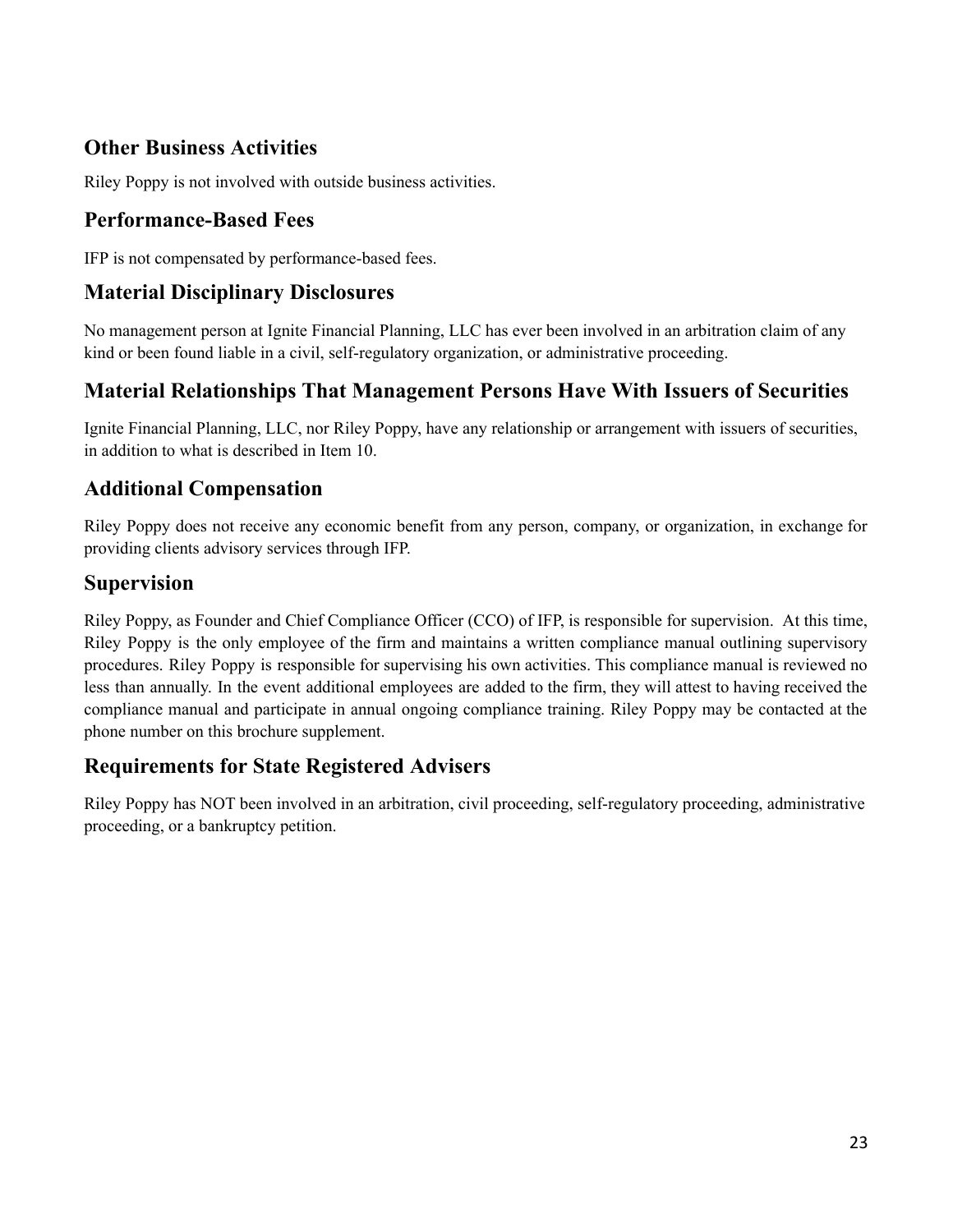## Other Business Activities

Riley Poppy is not involved with outside business activities.

## Performance-Based Fees

IFP is not compensated by performance-based fees.

## Material Disciplinary Disclosures

No management person at Ignite Financial Planning, LLC has ever been involved in an arbitration claim of any kind or been found liable in a civil, self-regulatory organization, or administrative proceeding.

## Material Relationships That Management Persons Have With Issuers of Securities

Ignite Financial Planning, LLC, nor Riley Poppy, have any relationship or arrangement with issuers of securities, in addition to what is described in Item 10.

## Additional Compensation

Riley Poppy does not receive any economic benefit from any person, company, or organization, in exchange for providing clients advisory services through IFP.

## Supervision

Riley Poppy, as Founder and Chief Compliance Officer (CCO) of IFP, is responsible for supervision. At this time, Riley Poppy is the only employee of the firm and maintains a written compliance manual outlining supervisory procedures. Riley Poppy is responsible for supervising his own activities. This compliance manual is reviewed no less than annually. In the event additional employees are added to the firm, they will attest to having received the compliance manual and participate in annual ongoing compliance training. Riley Poppy may be contacted at the phone number on this brochure supplement.

## Requirements for State Registered Advisers

Riley Poppy has NOT been involved in an arbitration, civil proceeding, self-regulatory proceeding, administrative proceeding, or a bankruptcy petition.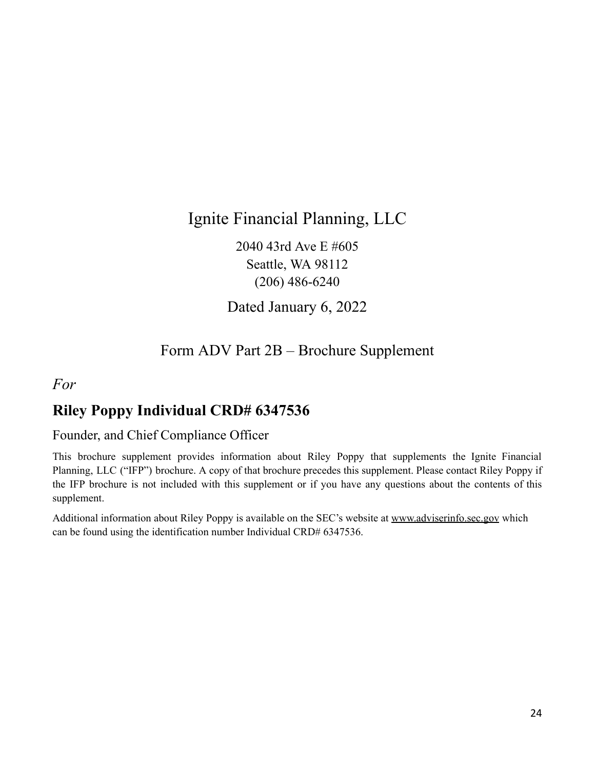# Ignite Financial Planning, LLC

2040 43rd Ave E #605
Seattle, WA 98112
(206) 486-6240

Dated January 6, 2022

## Form ADV Part 2B – Brochure Supplement

*For*

## Riley Poppy Individual CRD# 6347536

Founder, and Chief Compliance Officer

This brochure supplement provides information about Riley Poppy that supplements the Ignite Financial Planning, LLC ("IFP") brochure. A copy of that brochure precedes this supplement. Please contact Riley Poppy if the IFP brochure is not included with this supplement or if you have any questions about the contents of this supplement.

Additional information about Riley Poppy is available on the SEC's website at www.adviserinfo.sec.gov which can be found using the identification number Individual CRD# 6347536.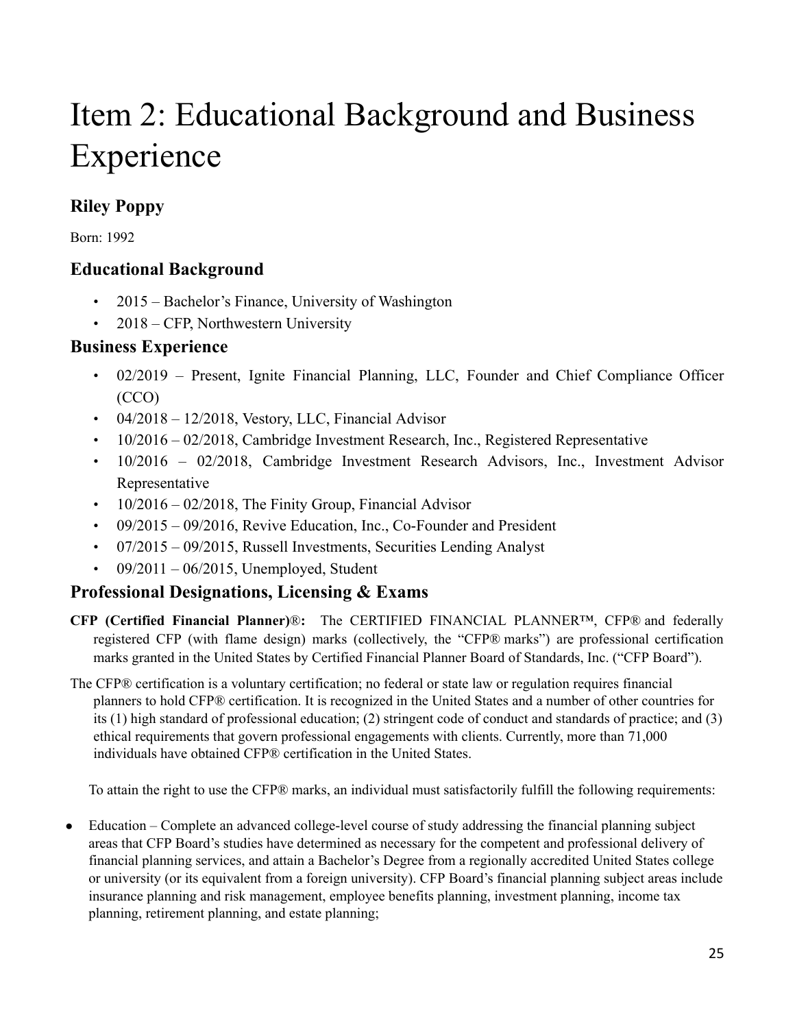# Item 2: Educational Background and Business Experience

## Riley Poppy

Born: 1992

## Educational Background

- 2015 – Bachelor's Finance, University of Washington
- 2018 – CFP, Northwestern University

## Business Experience

- 02/2019 – Present, Ignite Financial Planning, LLC, Founder and Chief Compliance Officer (CCO)
- 04/2018 – 12/2018, Vestory, LLC, Financial Advisor
- 10/2016 – 02/2018, Cambridge Investment Research, Inc., Registered Representative
- 10/2016 – 02/2018, Cambridge Investment Research Advisors, Inc., Investment Advisor Representative
- 10/2016 – 02/2018, The Finity Group, Financial Advisor
- 09/2015 – 09/2016, Revive Education, Inc., Co-Founder and President
- 07/2015 – 09/2015, Russell Investments, Securities Lending Analyst
- 09/2011 – 06/2015, Unemployed, Student

## Professional Designations, Licensing & Exams

**CFP (Certified Financial Planner)®:** The CERTIFIED FINANCIAL PLANNER™, CFP® and federally registered CFP (with flame design) marks (collectively, the "CFP® marks") are professional certification marks granted in the United States by Certified Financial Planner Board of Standards, Inc. ("CFP Board").

The CFP® certification is a voluntary certification; no federal or state law or regulation requires financial planners to hold CFP® certification. It is recognized in the United States and a number of other countries for its (1) high standard of professional education; (2) stringent code of conduct and standards of practice; and (3) ethical requirements that govern professional engagements with clients. Currently, more than 71,000 individuals have obtained CFP® certification in the United States.

To attain the right to use the CFP® marks, an individual must satisfactorily fulfill the following requirements:

- Education – Complete an advanced college-level course of study addressing the financial planning subject areas that CFP Board's studies have determined as necessary for the competent and professional delivery of financial planning services, and attain a Bachelor's Degree from a regionally accredited United States college or university (or its equivalent from a foreign university). CFP Board's financial planning subject areas include insurance planning and risk management, employee benefits planning, investment planning, income tax planning, retirement planning, and estate planning;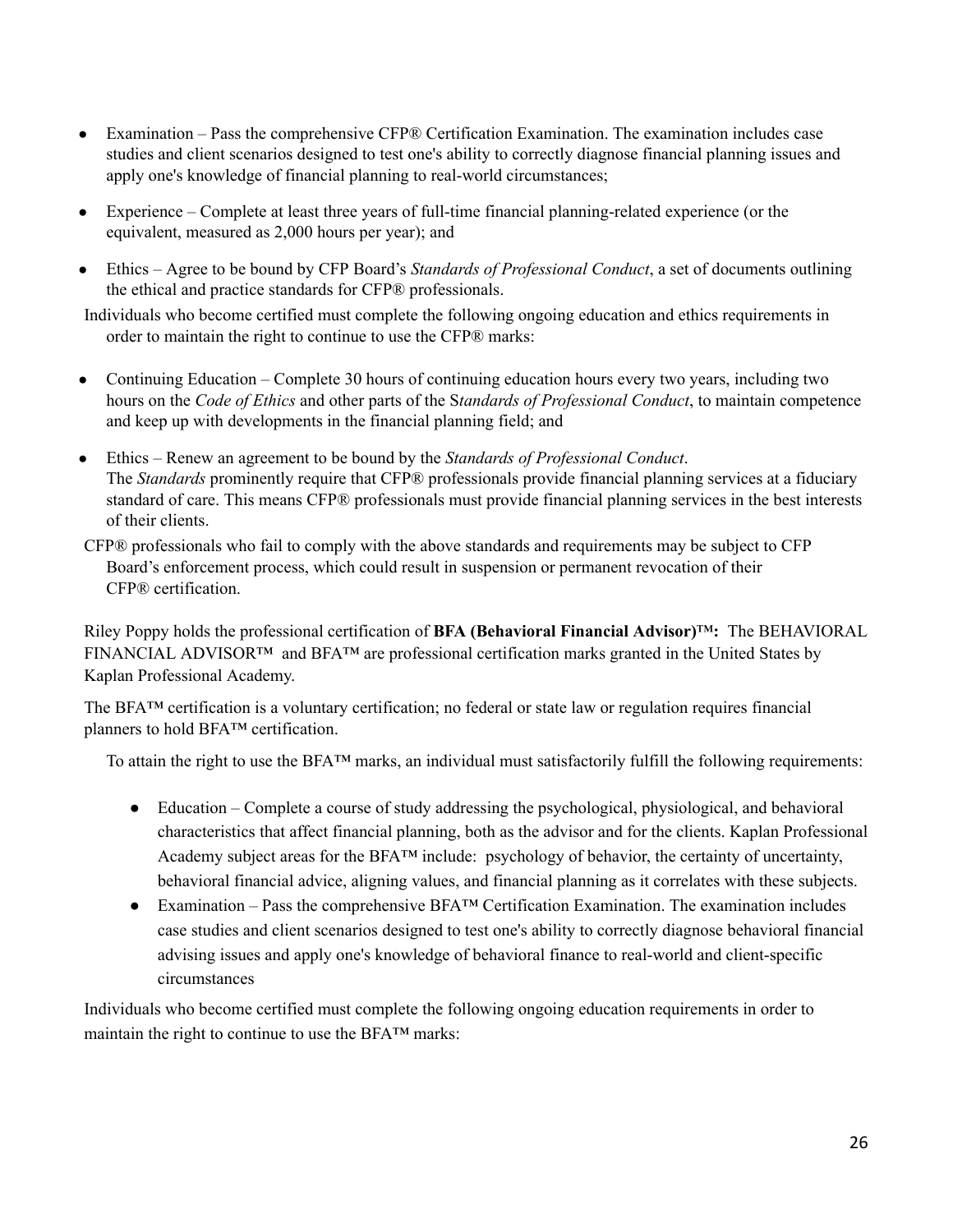- Examination – Pass the comprehensive CFP® Certification Examination. The examination includes case studies and client scenarios designed to test one's ability to correctly diagnose financial planning issues and apply one's knowledge of financial planning to real-world circumstances;
- Experience – Complete at least three years of full-time financial planning-related experience (or the equivalent, measured as 2,000 hours per year); and
- Ethics – Agree to be bound by CFP Board's *Standards of Professional Conduct*, a set of documents outlining the ethical and practice standards for CFP® professionals.

Individuals who become certified must complete the following ongoing education and ethics requirements in order to maintain the right to continue to use the CFP® marks:

- Continuing Education – Complete 30 hours of continuing education hours every two years, including two hours on the *Code of Ethics* and other parts of the S*tandards of Professional Conduct*, to maintain competence and keep up with developments in the financial planning field; and
- Ethics – Renew an agreement to be bound by the *Standards of Professional Conduct*. The *Standards* prominently require that CFP® professionals provide financial planning services at a fiduciary standard of care. This means CFP® professionals must provide financial planning services in the best interests of their clients.

CFP® professionals who fail to comply with the above standards and requirements may be subject to CFP Board's enforcement process, which could result in suspension or permanent revocation of their CFP® certification.

Riley Poppy holds the professional certification of **BFA (Behavioral Financial Advisor)™:** The BEHAVIORAL FINANCIAL ADVISOR™ and BFA™ are professional certification marks granted in the United States by Kaplan Professional Academy.

The BFA™ certification is a voluntary certification; no federal or state law or regulation requires financial planners to hold BFA™ certification.

To attain the right to use the BFA™ marks, an individual must satisfactorily fulfill the following requirements:

- Education – Complete a course of study addressing the psychological, physiological, and behavioral characteristics that affect financial planning, both as the advisor and for the clients. Kaplan Professional Academy subject areas for the BFA™ include: psychology of behavior, the certainty of uncertainty, behavioral financial advice, aligning values, and financial planning as it correlates with these subjects.
- Examination – Pass the comprehensive BFA™ Certification Examination. The examination includes case studies and client scenarios designed to test one's ability to correctly diagnose behavioral financial advising issues and apply one's knowledge of behavioral finance to real-world and client-specific circumstances

Individuals who become certified must complete the following ongoing education requirements in order to maintain the right to continue to use the BFA™ marks: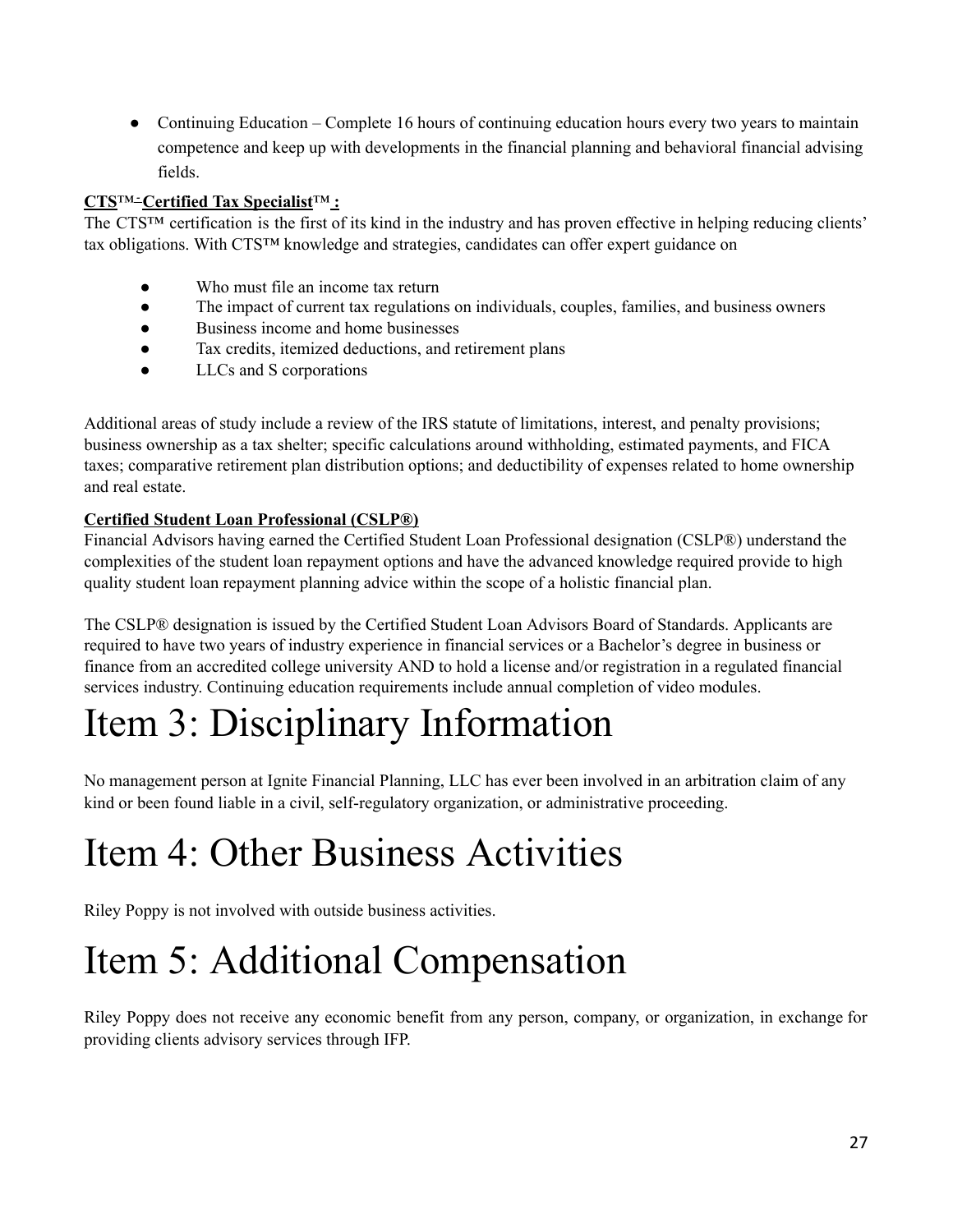- Continuing Education – Complete 16 hours of continuing education hours every two years to maintain competence and keep up with developments in the financial planning and behavioral financial advising fields.

**CTS™- Certified Tax Specialist™ :**

The CTS™ certification is the first of its kind in the industry and has proven effective in helping reducing clients' tax obligations. With CTS™ knowledge and strategies, candidates can offer expert guidance on

- Who must file an income tax return
- The impact of current tax regulations on individuals, couples, families, and business owners
- Business income and home businesses
- Tax credits, itemized deductions, and retirement plans
- LLCs and S corporations

Additional areas of study include a review of the IRS statute of limitations, interest, and penalty provisions; business ownership as a tax shelter; specific calculations around withholding, estimated payments, and FICA taxes; comparative retirement plan distribution options; and deductibility of expenses related to home ownership and real estate.

**Certified Student Loan Professional (CSLP®)**

Financial Advisors having earned the Certified Student Loan Professional designation (CSLP®) understand the complexities of the student loan repayment options and have the advanced knowledge required provide to high quality student loan repayment planning advice within the scope of a holistic financial plan.

The CSLP® designation is issued by the Certified Student Loan Advisors Board of Standards. Applicants are required to have two years of industry experience in financial services or a Bachelor's degree in business or finance from an accredited college university AND to hold a license and/or registration in a regulated financial services industry. Continuing education requirements include annual completion of video modules.

# Item 3: Disciplinary Information

No management person at Ignite Financial Planning, LLC has ever been involved in an arbitration claim of any kind or been found liable in a civil, self-regulatory organization, or administrative proceeding.

# Item 4: Other Business Activities

Riley Poppy is not involved with outside business activities.

# Item 5: Additional Compensation

Riley Poppy does not receive any economic benefit from any person, company, or organization, in exchange for providing clients advisory services through IFP.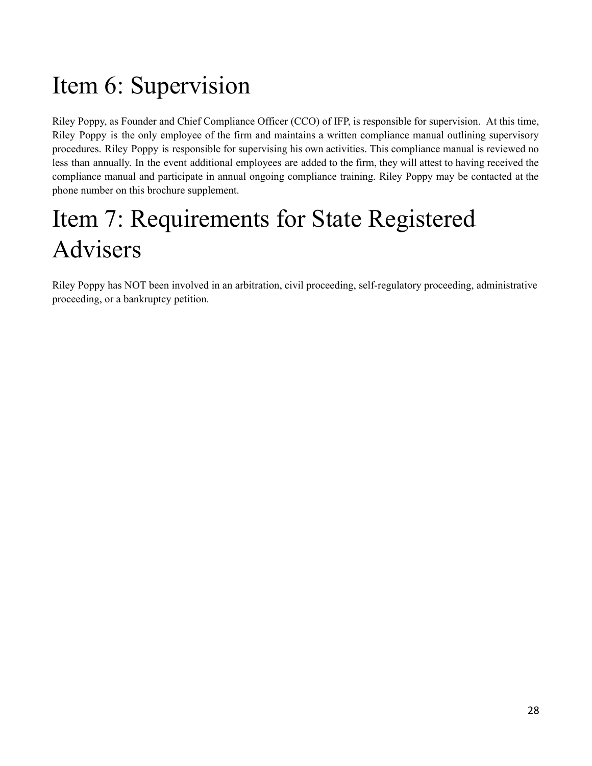# Item 6: Supervision

Riley Poppy, as Founder and Chief Compliance Officer (CCO) of IFP, is responsible for supervision. At this time, Riley Poppy is the only employee of the firm and maintains a written compliance manual outlining supervisory procedures. Riley Poppy is responsible for supervising his own activities. This compliance manual is reviewed no less than annually. In the event additional employees are added to the firm, they will attest to having received the compliance manual and participate in annual ongoing compliance training. Riley Poppy may be contacted at the phone number on this brochure supplement.

# Item 7: Requirements for State Registered Advisers

Riley Poppy has NOT been involved in an arbitration, civil proceeding, self-regulatory proceeding, administrative proceeding, or a bankruptcy petition.